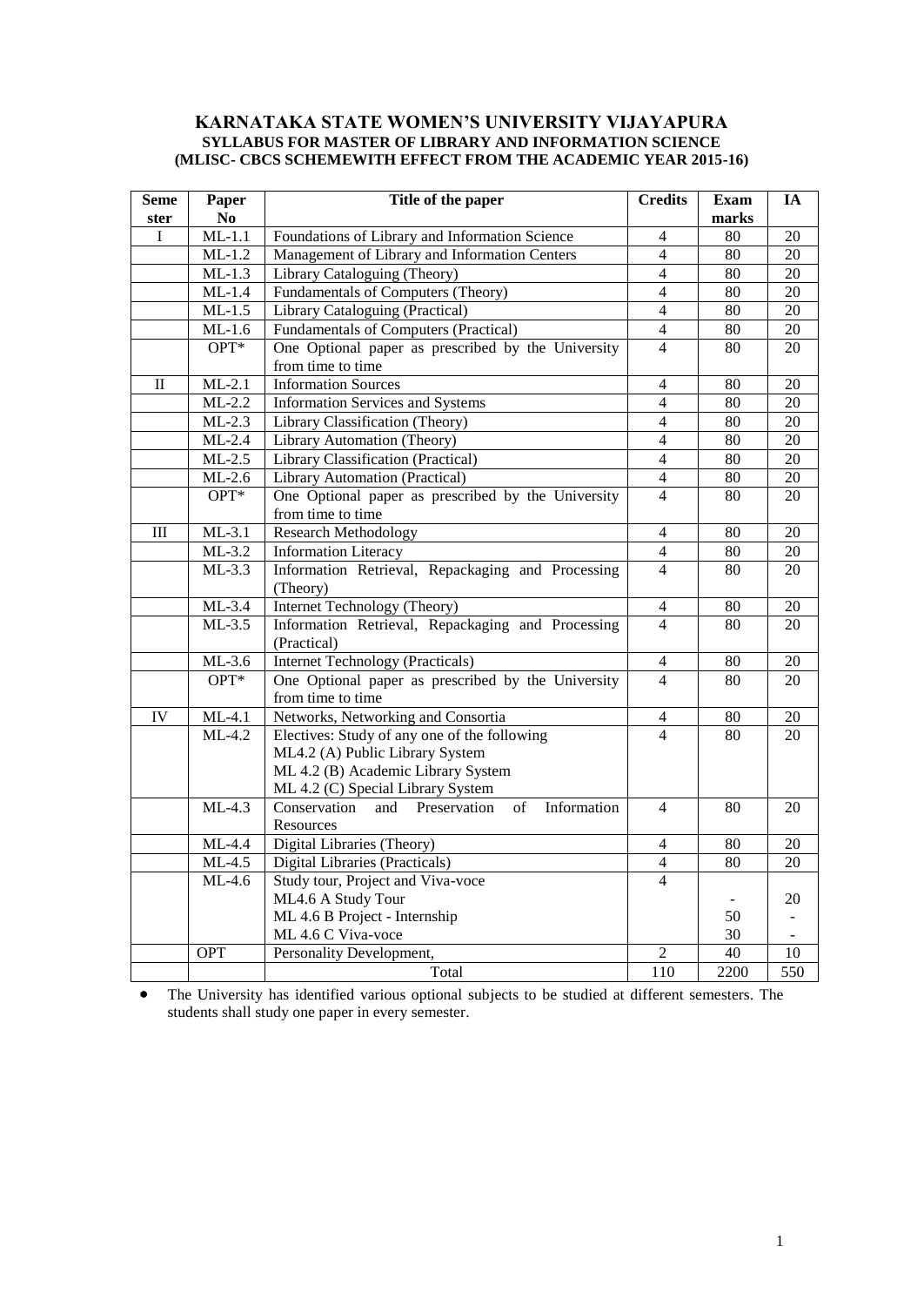# KARNATAKA STATE WOMEN'S UNIVERSITY VIJAYAPURA

## SYLLABUS FOR MASTER OF LIBRARY AND INFORMATION SCIENCE (MLISC- CBCS SCHEMEWITH EFFECT FROM THE ACADEMIC YEAR 2015-16)

| Semester | Paper No | Title of the paper | Credits | Exam marks | IA |
|---|---|---|---|---|---|
| I | ML-1.1 | Foundations of Library and Information Science | 4 | 80 | 20 |
| | ML-1.2 | Management of Library and Information Centers | 4 | 80 | 20 |
| | ML-1.3 | Library Cataloguing (Theory) | 4 | 80 | 20 |
| | ML-1.4 | Fundamentals of Computers (Theory) | 4 | 80 | 20 |
| | ML-1.5 | Library Cataloguing (Practical) | 4 | 80 | 20 |
| | ML-1.6 | Fundamentals of Computers (Practical) | 4 | 80 | 20 |
| | OPT* | One Optional paper as prescribed by the University from time to time | 4 | 80 | 20 |
| II | ML-2.1 | Information Sources | 4 | 80 | 20 |
| | ML-2.2 | Information Services and Systems | 4 | 80 | 20 |
| | ML-2.3 | Library Classification (Theory) | 4 | 80 | 20 |
| | ML-2.4 | Library Automation (Theory) | 4 | 80 | 20 |
| | ML-2.5 | Library Classification (Practical) | 4 | 80 | 20 |
| | ML-2.6 | Library Automation (Practical) | 4 | 80 | 20 |
| | OPT* | One Optional paper as prescribed by the University from time to time | 4 | 80 | 20 |
| III | ML-3.1 | Research Methodology | 4 | 80 | 20 |
| | ML-3.2 | Information Literacy | 4 | 80 | 20 |
| | ML-3.3 | Information Retrieval, Repackaging and Processing (Theory) | 4 | 80 | 20 |
| | ML-3.4 | Internet Technology (Theory) | 4 | 80 | 20 |
| | ML-3.5 | Information Retrieval, Repackaging and Processing (Practical) | 4 | 80 | 20 |
| | ML-3.6 | Internet Technology (Practicals) | 4 | 80 | 20 |
| | OPT* | One Optional paper as prescribed by the University from time to time | 4 | 80 | 20 |
| IV | ML-4.1 | Networks, Networking and Consortia | 4 | 80 | 20 |
| | ML-4.2 | Electives: Study of any one of the following<br>ML4.2 (A) Public Library System<br>ML 4.2 (B) Academic Library System<br>ML 4.2 (C) Special Library System | 4 | 80 | 20 |
| | ML-4.3 | Conservation and Preservation of Information Resources | 4 | 80 | 20 |
| | ML-4.4 | Digital Libraries (Theory) | 4 | 80 | 20 |
| | ML-4.5 | Digital Libraries (Practicals) | 4 | 80 | 20 |
| | ML-4.6 | Study tour, Project and Viva-voce | 4 | | |
| | | ML4.6 A Study Tour | | - | 20 |
| | | ML 4.6 B Project - Internship | | 50 | - |
| | | ML 4.6 C Viva-voce | | 30 | - |
| | OPT | Personality Development, | 2 | 40 | 10 |
| | | Total | 110 | 2200 | 550 |

- The University has identified various optional subjects to be studied at different semesters. The students shall study one paper in every semester.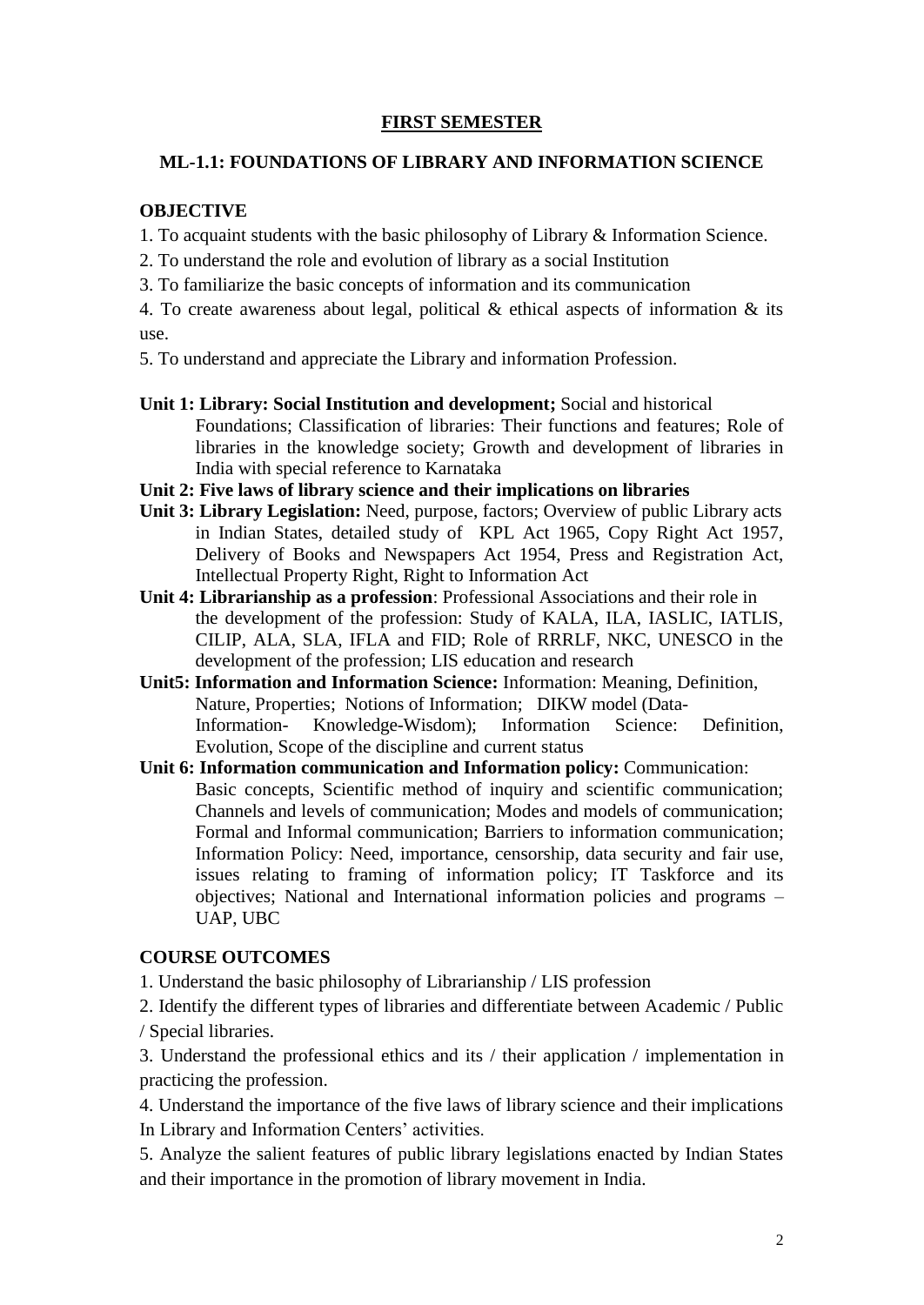## FIRST SEMESTER

### ML-1.1: FOUNDATIONS OF LIBRARY AND INFORMATION SCIENCE

**OBJECTIVE**

1. To acquaint students with the basic philosophy of Library & Information Science.
2. To understand the role and evolution of library as a social Institution
3. To familiarize the basic concepts of information and its communication
4. To create awareness about legal, political & ethical aspects of information & its use.
5. To understand and appreciate the Library and information Profession.

**Unit 1: Library: Social Institution and development;** Social and historical Foundations; Classification of libraries: Their functions and features; Role of libraries in the knowledge society; Growth and development of libraries in India with special reference to Karnataka

**Unit 2: Five laws of library science and their implications on libraries**

**Unit 3: Library Legislation:** Need, purpose, factors; Overview of public Library acts in Indian States, detailed study of KPL Act 1965, Copy Right Act 1957, Delivery of Books and Newspapers Act 1954, Press and Registration Act, Intellectual Property Right, Right to Information Act

**Unit 4: Librarianship as a profession**: Professional Associations and their role in the development of the profession: Study of KALA, ILA, IASLIC, IATLIS, CILIP, ALA, SLA, IFLA and FID; Role of RRRLF, NKC, UNESCO in the development of the profession; LIS education and research

**Unit5: Information and Information Science:** Information: Meaning, Definition, Nature, Properties; Notions of Information; DIKW model (Data-Information- Knowledge-Wisdom); Information Science: Definition, Evolution, Scope of the discipline and current status

**Unit 6: Information communication and Information policy:** Communication: Basic concepts, Scientific method of inquiry and scientific communication; Channels and levels of communication; Modes and models of communication; Formal and Informal communication; Barriers to information communication; Information Policy: Need, importance, censorship, data security and fair use, issues relating to framing of information policy; IT Taskforce and its objectives; National and International information policies and programs – UAP, UBC

**COURSE OUTCOMES**

1. Understand the basic philosophy of Librarianship / LIS profession
2. Identify the different types of libraries and differentiate between Academic / Public / Special libraries.
3. Understand the professional ethics and its / their application / implementation in practicing the profession.
4. Understand the importance of the five laws of library science and their implications In Library and Information Centers' activities.
5. Analyze the salient features of public library legislations enacted by Indian States and their importance in the promotion of library movement in India.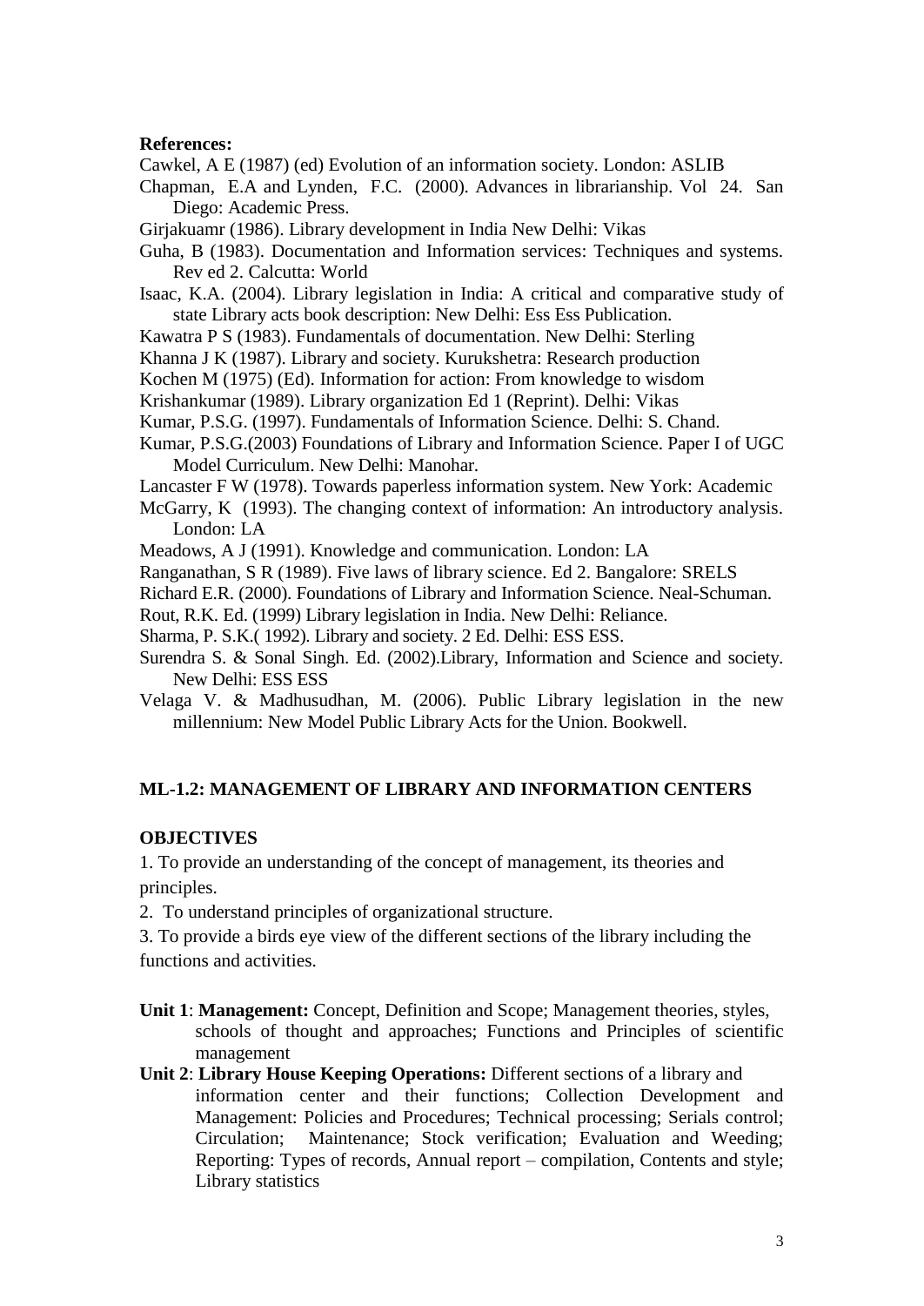**References:**

Cawkel, A E (1987) (ed) Evolution of an information society. London: ASLIB

Chapman, E.A and Lynden, F.C. (2000). Advances in librarianship. Vol 24. San Diego: Academic Press.

Girjakuamr (1986). Library development in India New Delhi: Vikas

Guha, B (1983). Documentation and Information services: Techniques and systems. Rev ed 2. Calcutta: World

Isaac, K.A. (2004). Library legislation in India: A critical and comparative study of state Library acts book description: New Delhi: Ess Ess Publication.

Kawatra P S (1983). Fundamentals of documentation. New Delhi: Sterling

Khanna J K (1987). Library and society. Kurukshetra: Research production

Kochen M (1975) (Ed). Information for action: From knowledge to wisdom

Krishankumar (1989). Library organization Ed 1 (Reprint). Delhi: Vikas

Kumar, P.S.G. (1997). Fundamentals of Information Science. Delhi: S. Chand.

Kumar, P.S.G.(2003) Foundations of Library and Information Science. Paper I of UGC Model Curriculum. New Delhi: Manohar.

Lancaster F W (1978). Towards paperless information system. New York: Academic

McGarry, K (1993). The changing context of information: An introductory analysis. London: LA

Meadows, A J (1991). Knowledge and communication. London: LA

Ranganathan, S R (1989). Five laws of library science. Ed 2. Bangalore: SRELS

Richard E.R. (2000). Foundations of Library and Information Science. Neal-Schuman.

Rout, R.K. Ed. (1999) Library legislation in India. New Delhi: Reliance.

Sharma, P. S.K.( 1992). Library and society. 2 Ed. Delhi: ESS ESS.

Surendra S. & Sonal Singh. Ed. (2002).Library, Information and Science and society. New Delhi: ESS ESS

Velaga V. & Madhusudhan, M. (2006). Public Library legislation in the new millennium: New Model Public Library Acts for the Union. Bookwell.

## ML-1.2: MANAGEMENT OF LIBRARY AND INFORMATION CENTERS

**OBJECTIVES**

1. To provide an understanding of the concept of management, its theories and principles.
2. To understand principles of organizational structure.
3. To provide a birds eye view of the different sections of the library including the functions and activities.

**Unit 1**: **Management:** Concept, Definition and Scope; Management theories, styles, schools of thought and approaches; Functions and Principles of scientific management

**Unit 2**: **Library House Keeping Operations:** Different sections of a library and information center and their functions; Collection Development and Management: Policies and Procedures; Technical processing; Serials control; Circulation; Maintenance; Stock verification; Evaluation and Weeding; Reporting: Types of records, Annual report – compilation, Contents and style; Library statistics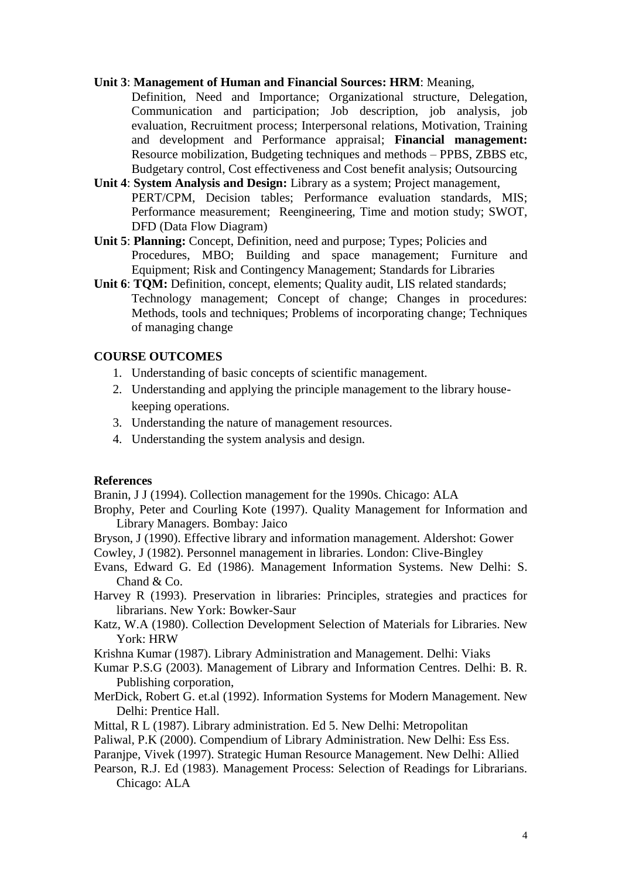**Unit 3**: **Management of Human and Financial Sources: HRM**: Meaning, Definition, Need and Importance; Organizational structure, Delegation, Communication and participation; Job description, job analysis, job evaluation, Recruitment process; Interpersonal relations, Motivation, Training and development and Performance appraisal; **Financial management:** Resource mobilization, Budgeting techniques and methods – PPBS, ZBBS etc, Budgetary control, Cost effectiveness and Cost benefit analysis; Outsourcing

**Unit 4**: **System Analysis and Design:** Library as a system; Project management, PERT/CPM, Decision tables; Performance evaluation standards, MIS; Performance measurement; Reengineering, Time and motion study; SWOT, DFD (Data Flow Diagram)

**Unit 5**: **Planning:** Concept, Definition, need and purpose; Types; Policies and Procedures, MBO; Building and space management; Furniture and Equipment; Risk and Contingency Management; Standards for Libraries

**Unit 6**: **TQM:** Definition, concept, elements; Quality audit, LIS related standards; Technology management; Concept of change; Changes in procedures: Methods, tools and techniques; Problems of incorporating change; Techniques of managing change

**COURSE OUTCOMES**

1. Understanding of basic concepts of scientific management.
2. Understanding and applying the principle management to the library house-keeping operations.
3. Understanding the nature of management resources.
4. Understanding the system analysis and design.

**References**

Branin, J J (1994). Collection management for the 1990s. Chicago: ALA

Brophy, Peter and Courling Kote (1997). Quality Management for Information and Library Managers. Bombay: Jaico

Bryson, J (1990). Effective library and information management. Aldershot: Gower

Cowley, J (1982). Personnel management in libraries. London: Clive-Bingley

Evans, Edward G. Ed (1986). Management Information Systems. New Delhi: S. Chand & Co.

Harvey R (1993). Preservation in libraries: Principles, strategies and practices for librarians. New York: Bowker-Saur

Katz, W.A (1980). Collection Development Selection of Materials for Libraries. New York: HRW

Krishna Kumar (1987). Library Administration and Management. Delhi: Viaks

Kumar P.S.G (2003). Management of Library and Information Centres. Delhi: B. R. Publishing corporation,

MerDick, Robert G. et.al (1992). Information Systems for Modern Management. New Delhi: Prentice Hall.

Mittal, R L (1987). Library administration. Ed 5. New Delhi: Metropolitan

Paliwal, P.K (2000). Compendium of Library Administration. New Delhi: Ess Ess.

Paranjpe, Vivek (1997). Strategic Human Resource Management. New Delhi: Allied

Pearson, R.J. Ed (1983). Management Process: Selection of Readings for Librarians. Chicago: ALA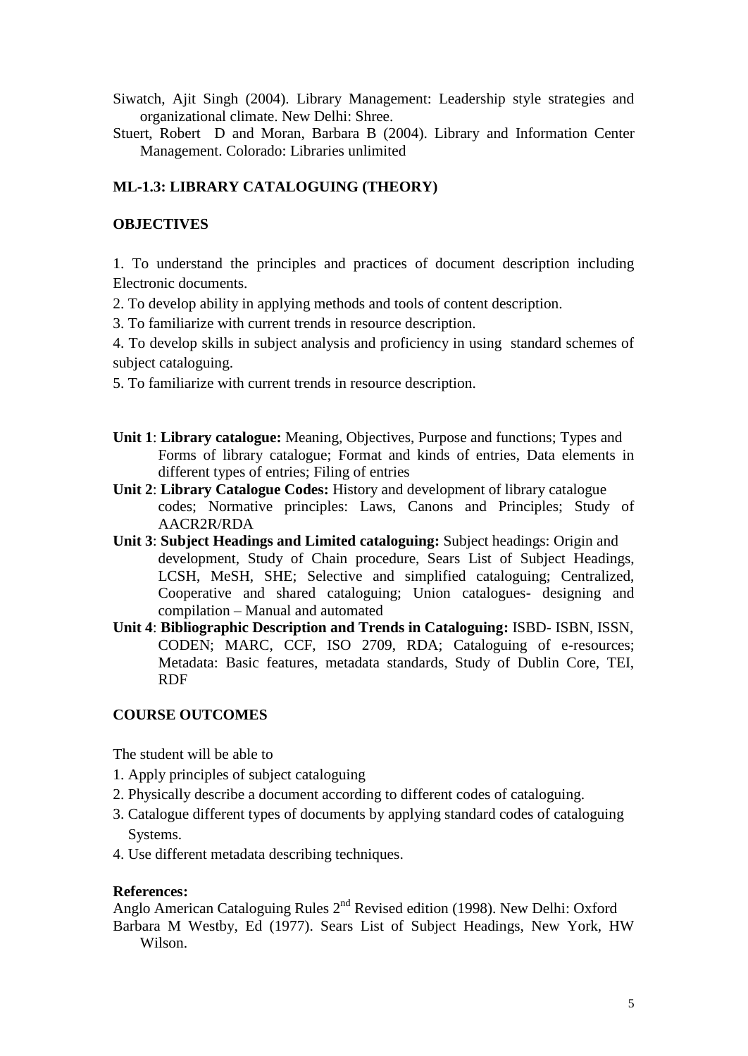Siwatch, Ajit Singh (2004). Library Management: Leadership style strategies and organizational climate. New Delhi: Shree.

Stuert, Robert D and Moran, Barbara B (2004). Library and Information Center Management. Colorado: Libraries unlimited

## ML-1.3: LIBRARY CATALOGUING (THEORY)

### OBJECTIVES

1. To understand the principles and practices of document description including Electronic documents.
2. To develop ability in applying methods and tools of content description.
3. To familiarize with current trends in resource description.
4. To develop skills in subject analysis and proficiency in using standard schemes of subject cataloguing.
5. To familiarize with current trends in resource description.

**Unit 1**: **Library catalogue:** Meaning, Objectives, Purpose and functions; Types and Forms of library catalogue; Format and kinds of entries, Data elements in different types of entries; Filing of entries

**Unit 2**: **Library Catalogue Codes:** History and development of library catalogue codes; Normative principles: Laws, Canons and Principles; Study of AACR2R/RDA

**Unit 3**: **Subject Headings and Limited cataloguing:** Subject headings: Origin and development, Study of Chain procedure, Sears List of Subject Headings, LCSH, MeSH, SHE; Selective and simplified cataloguing; Centralized, Cooperative and shared cataloguing; Union catalogues- designing and compilation – Manual and automated

**Unit 4**: **Bibliographic Description and Trends in Cataloguing:** ISBD- ISBN, ISSN, CODEN; MARC, CCF, ISO 2709, RDA; Cataloguing of e-resources; Metadata: Basic features, metadata standards, Study of Dublin Core, TEI, RDF

### COURSE OUTCOMES

The student will be able to

1. Apply principles of subject cataloguing
2. Physically describe a document according to different codes of cataloguing.
3. Catalogue different types of documents by applying standard codes of cataloguing Systems.
4. Use different metadata describing techniques.

**References:**

Anglo American Cataloguing Rules 2nd Revised edition (1998). New Delhi: Oxford

Barbara M Westby, Ed (1977). Sears List of Subject Headings, New York, HW Wilson.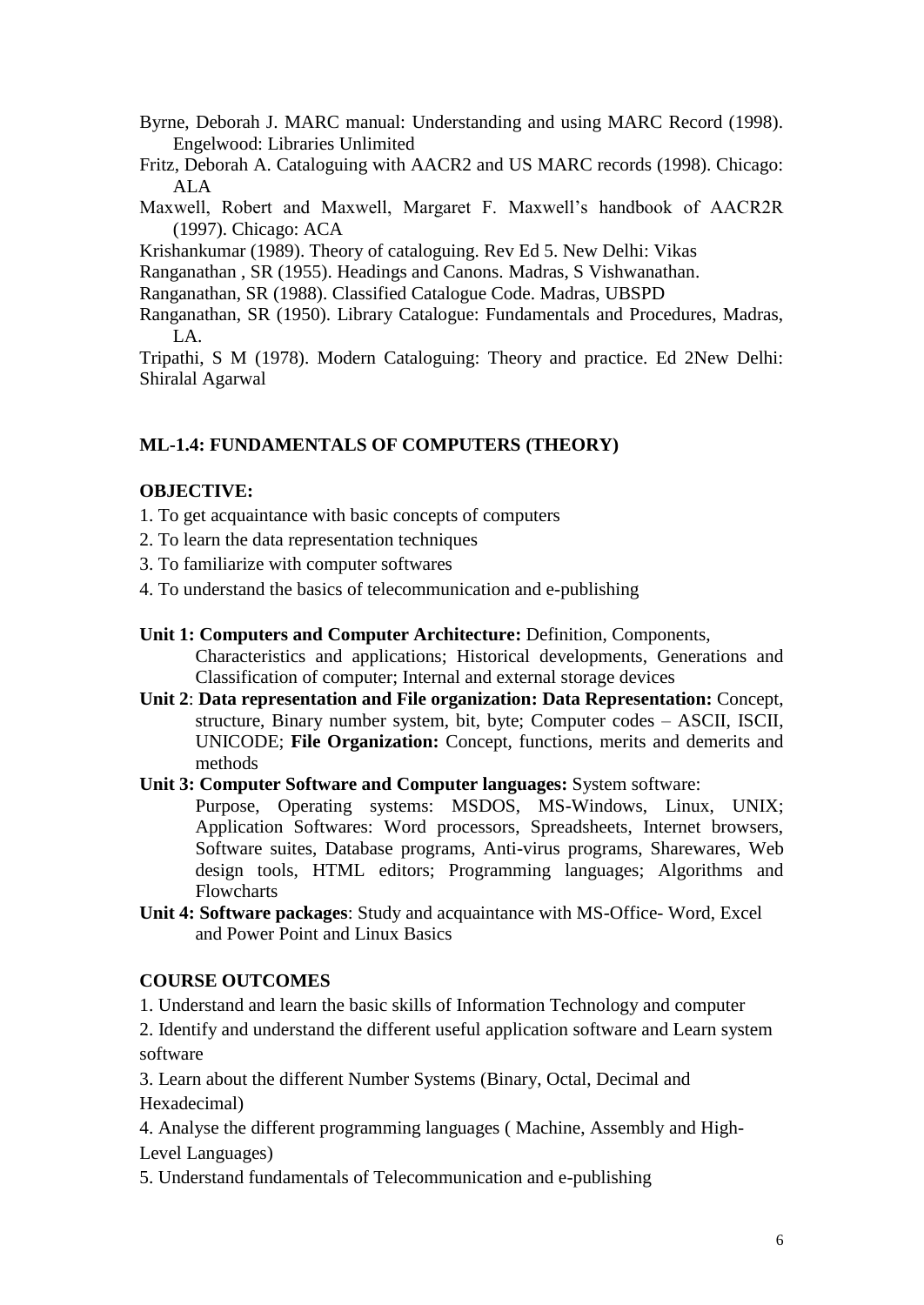Byrne, Deborah J. MARC manual: Understanding and using MARC Record (1998). Engelwood: Libraries Unlimited

Fritz, Deborah A. Cataloguing with AACR2 and US MARC records (1998). Chicago: ALA

Maxwell, Robert and Maxwell, Margaret F. Maxwell's handbook of AACR2R (1997). Chicago: ACA

Krishankumar (1989). Theory of cataloguing. Rev Ed 5. New Delhi: Vikas

Ranganathan , SR (1955). Headings and Canons. Madras, S Vishwanathan.

Ranganathan, SR (1988). Classified Catalogue Code. Madras, UBSPD

Ranganathan, SR (1950). Library Catalogue: Fundamentals and Procedures, Madras, LA.

Tripathi, S M (1978). Modern Cataloguing: Theory and practice. Ed 2New Delhi: Shiralal Agarwal

## ML-1.4: FUNDAMENTALS OF COMPUTERS (THEORY)

### OBJECTIVE:

1. To get acquaintance with basic concepts of computers
2. To learn the data representation techniques
3. To familiarize with computer softwares
4. To understand the basics of telecommunication and e-publishing

**Unit 1: Computers and Computer Architecture:** Definition, Components, Characteristics and applications; Historical developments, Generations and Classification of computer; Internal and external storage devices

**Unit 2**: **Data representation and File organization: Data Representation:** Concept, structure, Binary number system, bit, byte; Computer codes – ASCII, ISCII, UNICODE; **File Organization:** Concept, functions, merits and demerits and methods

**Unit 3: Computer Software and Computer languages:** System software: Purpose, Operating systems: MSDOS, MS-Windows, Linux, UNIX; Application Softwares: Word processors, Spreadsheets, Internet browsers, Software suites, Database programs, Anti-virus programs, Sharewares, Web design tools, HTML editors; Programming languages; Algorithms and Flowcharts

**Unit 4: Software packages**: Study and acquaintance with MS-Office- Word, Excel and Power Point and Linux Basics

### COURSE OUTCOMES

1. Understand and learn the basic skills of Information Technology and computer
2. Identify and understand the different useful application software and Learn system software
3. Learn about the different Number Systems (Binary, Octal, Decimal and Hexadecimal)
4. Analyse the different programming languages ( Machine, Assembly and High-Level Languages)
5. Understand fundamentals of Telecommunication and e-publishing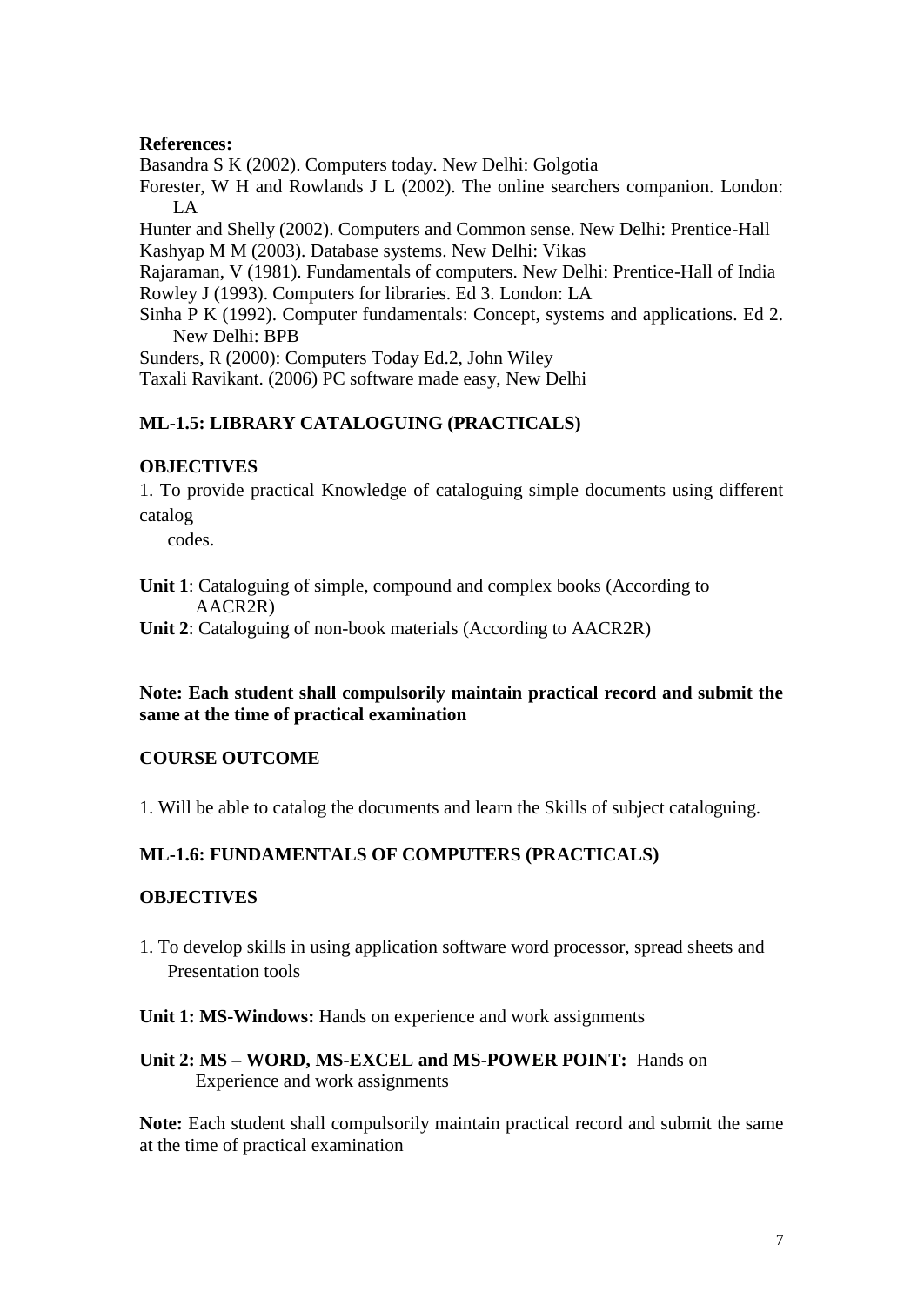**References:**

Basandra S K (2002). Computers today. New Delhi: Golgotia

Forester, W H and Rowlands J L (2002). The online searchers companion. London: LA

Hunter and Shelly (2002). Computers and Common sense. New Delhi: Prentice-Hall

Kashyap M M (2003). Database systems. New Delhi: Vikas

Rajaraman, V (1981). Fundamentals of computers. New Delhi: Prentice-Hall of India

Rowley J (1993). Computers for libraries. Ed 3. London: LA

Sinha P K (1992). Computer fundamentals: Concept, systems and applications. Ed 2. New Delhi: BPB

Sunders, R (2000): Computers Today Ed.2, John Wiley

Taxali Ravikant. (2006) PC software made easy, New Delhi

## ML-1.5: LIBRARY CATALOGUING (PRACTICALS)

### OBJECTIVES

1. To provide practical Knowledge of cataloguing simple documents using different catalog codes.

**Unit 1**: Cataloguing of simple, compound and complex books (According to AACR2R)

**Unit 2**: Cataloguing of non-book materials (According to AACR2R)

**Note: Each student shall compulsorily maintain practical record and submit the same at the time of practical examination**

### COURSE OUTCOME

1. Will be able to catalog the documents and learn the Skills of subject cataloguing.

## ML-1.6: FUNDAMENTALS OF COMPUTERS (PRACTICALS)

### OBJECTIVES

1. To develop skills in using application software word processor, spread sheets and Presentation tools

**Unit 1: MS-Windows:** Hands on experience and work assignments

**Unit 2: MS – WORD, MS-EXCEL and MS-POWER POINT:** Hands on Experience and work assignments

**Note:** Each student shall compulsorily maintain practical record and submit the same at the time of practical examination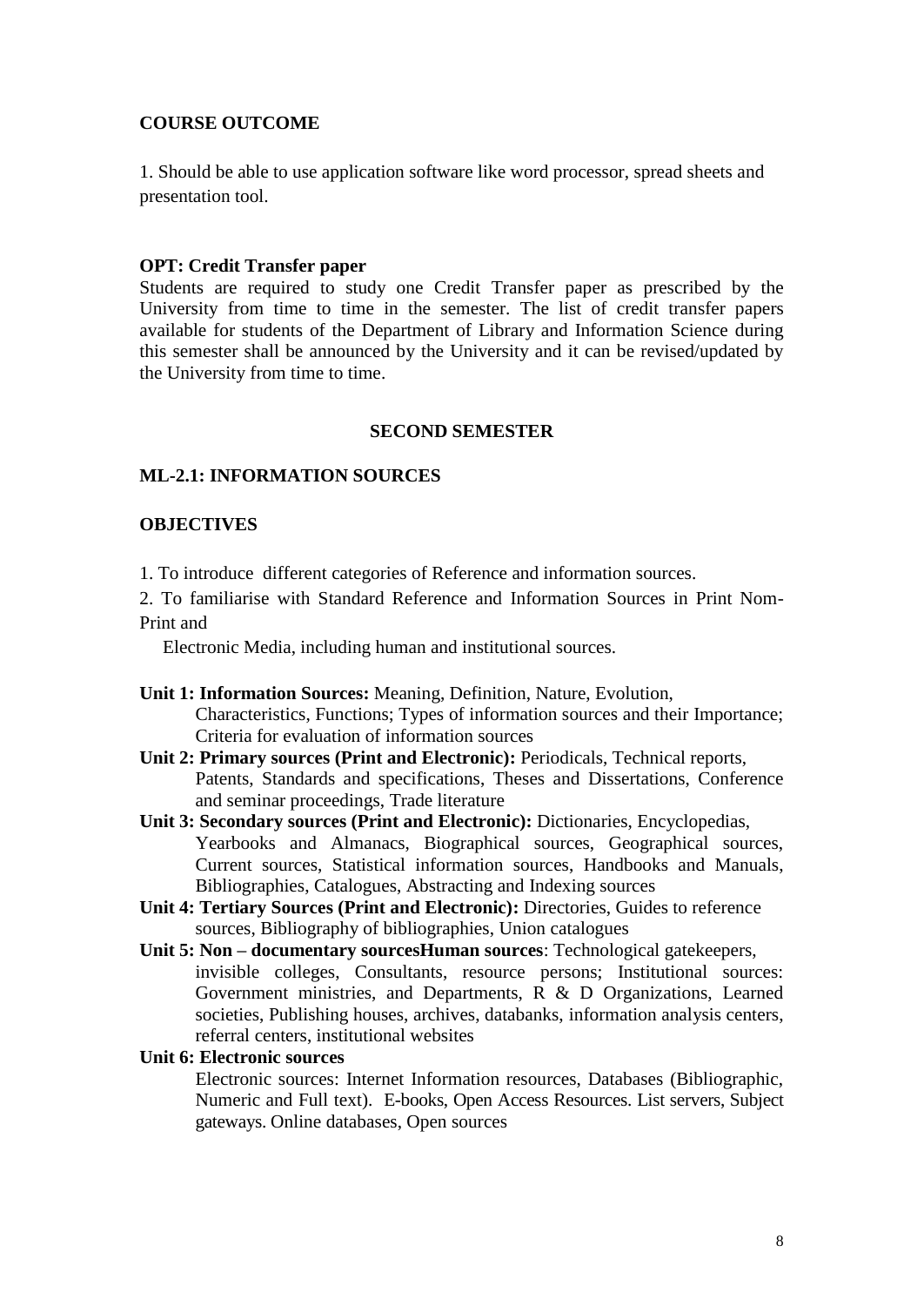**COURSE OUTCOME**

1. Should be able to use application software like word processor, spread sheets and presentation tool.

**OPT: Credit Transfer paper**

Students are required to study one Credit Transfer paper as prescribed by the University from time to time in the semester. The list of credit transfer papers available for students of the Department of Library and Information Science during this semester shall be announced by the University and it can be revised/updated by the University from time to time.

## SECOND SEMESTER

### ML-2.1: INFORMATION SOURCES

**OBJECTIVES**

1. To introduce different categories of Reference and information sources.
2. To familiarise with Standard Reference and Information Sources in Print Nom-Print and Electronic Media, including human and institutional sources.

**Unit 1: Information Sources:** Meaning, Definition, Nature, Evolution, Characteristics, Functions; Types of information sources and their Importance; Criteria for evaluation of information sources

**Unit 2: Primary sources (Print and Electronic):** Periodicals, Technical reports, Patents, Standards and specifications, Theses and Dissertations, Conference and seminar proceedings, Trade literature

**Unit 3: Secondary sources (Print and Electronic):** Dictionaries, Encyclopedias, Yearbooks and Almanacs, Biographical sources, Geographical sources, Current sources, Statistical information sources, Handbooks and Manuals, Bibliographies, Catalogues, Abstracting and Indexing sources

**Unit 4: Tertiary Sources (Print and Electronic):** Directories, Guides to reference sources, Bibliography of bibliographies, Union catalogues

**Unit 5: Non – documentary sourcesHuman sources**: Technological gatekeepers, invisible colleges, Consultants, resource persons; Institutional sources: Government ministries, and Departments, R & D Organizations, Learned societies, Publishing houses, archives, databanks, information analysis centers, referral centers, institutional websites

**Unit 6: Electronic sources**

Electronic sources: Internet Information resources, Databases (Bibliographic, Numeric and Full text). E-books, Open Access Resources. List servers, Subject gateways. Online databases, Open sources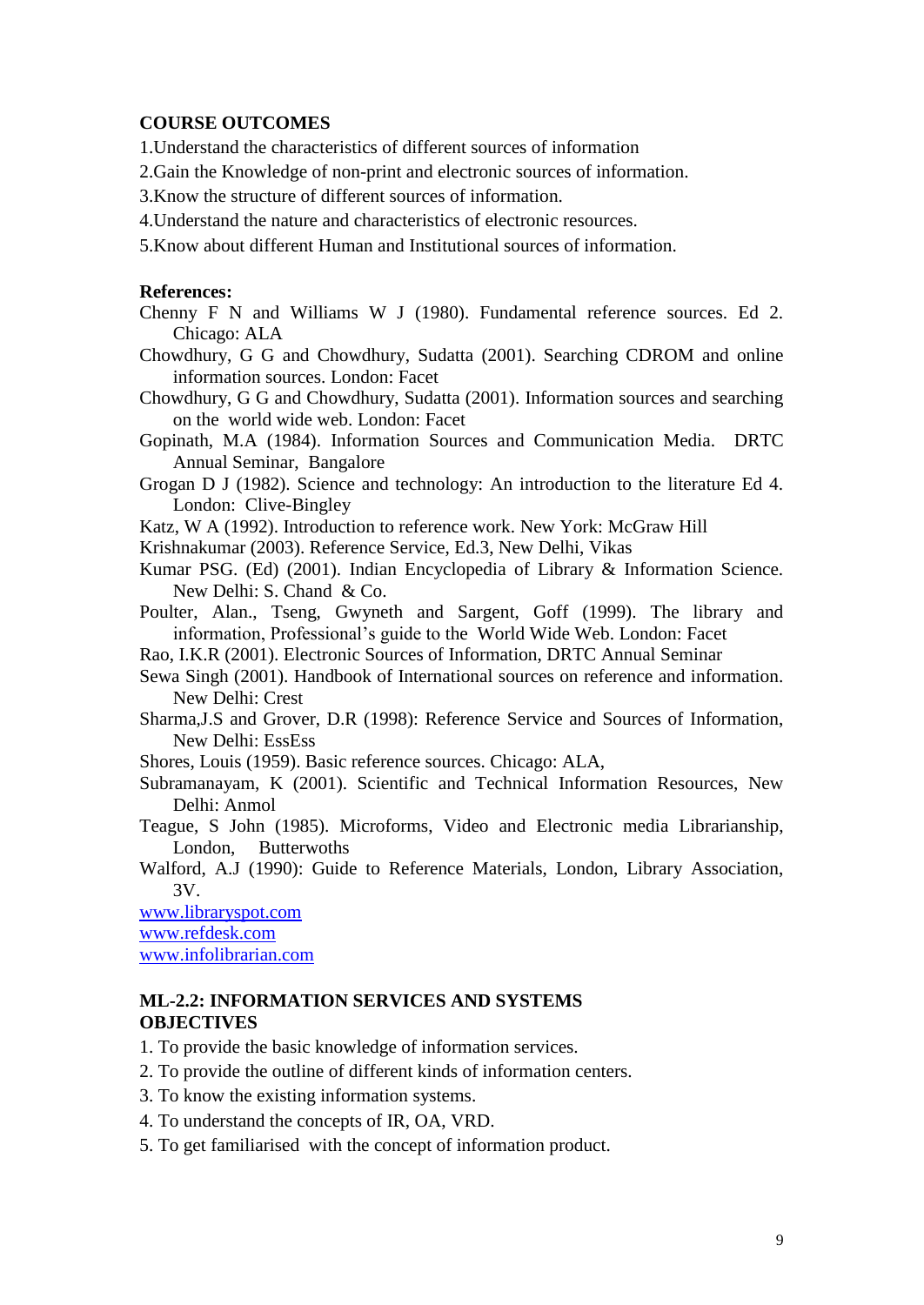**COURSE OUTCOMES**

1.Understand the characteristics of different sources of information

2.Gain the Knowledge of non-print and electronic sources of information.

3.Know the structure of different sources of information.

4.Understand the nature and characteristics of electronic resources.

5.Know about different Human and Institutional sources of information.

**References:**

Chenny F N and Williams W J (1980). Fundamental reference sources. Ed 2. Chicago: ALA

Chowdhury, G G and Chowdhury, Sudatta (2001). Searching CDROM and online information sources. London: Facet

Chowdhury, G G and Chowdhury, Sudatta (2001). Information sources and searching on the world wide web. London: Facet

Gopinath, M.A (1984). Information Sources and Communication Media. DRTC Annual Seminar, Bangalore

Grogan D J (1982). Science and technology: An introduction to the literature Ed 4. London: Clive-Bingley

Katz, W A (1992). Introduction to reference work. New York: McGraw Hill

Krishnakumar (2003). Reference Service, Ed.3, New Delhi, Vikas

Kumar PSG. (Ed) (2001). Indian Encyclopedia of Library & Information Science. New Delhi: S. Chand & Co.

Poulter, Alan., Tseng, Gwyneth and Sargent, Goff (1999). The library and information, Professional's guide to the World Wide Web. London: Facet

Rao, I.K.R (2001). Electronic Sources of Information, DRTC Annual Seminar

Sewa Singh (2001). Handbook of International sources on reference and information. New Delhi: Crest

Sharma,J.S and Grover, D.R (1998): Reference Service and Sources of Information, New Delhi: EssEss

Shores, Louis (1959). Basic reference sources. Chicago: ALA,

Subramanayam, K (2001). Scientific and Technical Information Resources, New Delhi: Anmol

Teague, S John (1985). Microforms, Video and Electronic media Librarianship, London, Butterwoths

Walford, A.J (1990): Guide to Reference Materials, London, Library Association, 3V.

www.libraryspot.com

www.refdesk.com

www.infolibrarian.com

**ML-2.2: INFORMATION SERVICES AND SYSTEMS**

**OBJECTIVES**

1. To provide the basic knowledge of information services.
2. To provide the outline of different kinds of information centers.
3. To know the existing information systems.
4. To understand the concepts of IR, OA, VRD.
5. To get familiarised with the concept of information product.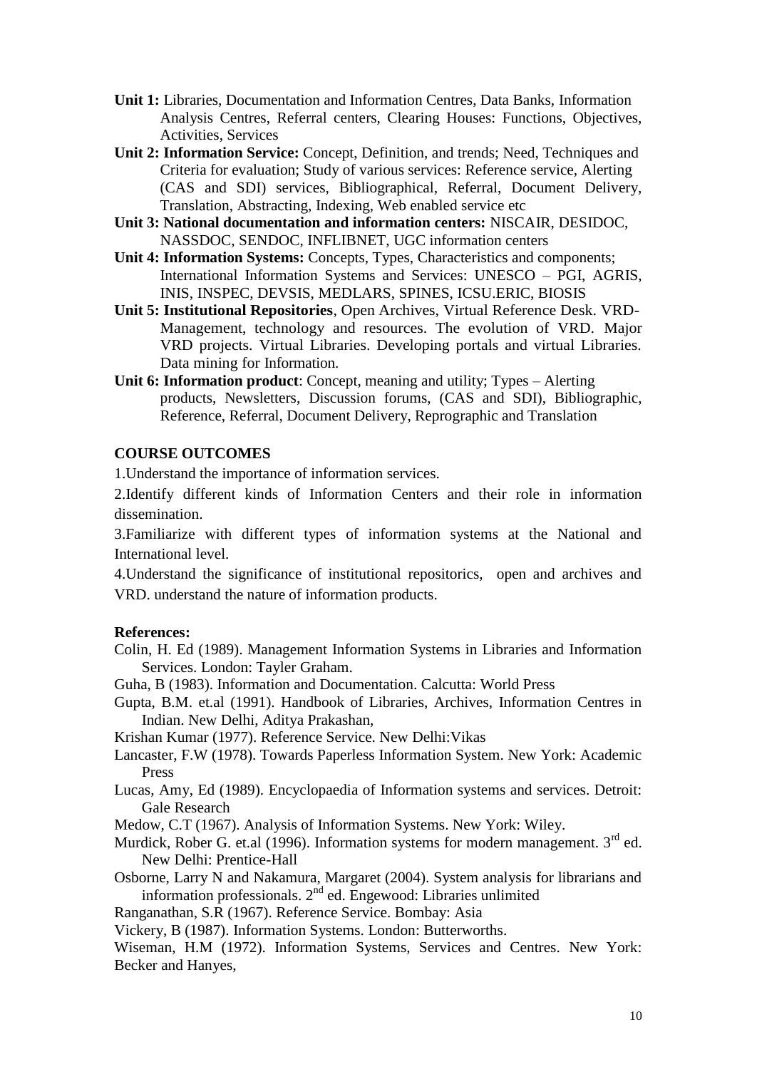**Unit 1:** Libraries, Documentation and Information Centres, Data Banks, Information Analysis Centres, Referral centers, Clearing Houses: Functions, Objectives, Activities, Services

**Unit 2: Information Service:** Concept, Definition, and trends; Need, Techniques and Criteria for evaluation; Study of various services: Reference service, Alerting (CAS and SDI) services, Bibliographical, Referral, Document Delivery, Translation, Abstracting, Indexing, Web enabled service etc

**Unit 3: National documentation and information centers:** NISCAIR, DESIDOC, NASSDOC, SENDOC, INFLIBNET, UGC information centers

**Unit 4: Information Systems:** Concepts, Types, Characteristics and components; International Information Systems and Services: UNESCO – PGI, AGRIS, INIS, INSPEC, DEVSIS, MEDLARS, SPINES, ICSU.ERIC, BIOSIS

**Unit 5: Institutional Repositories**, Open Archives, Virtual Reference Desk. VRD- Management, technology and resources. The evolution of VRD. Major VRD projects. Virtual Libraries. Developing portals and virtual Libraries. Data mining for Information.

**Unit 6: Information product**: Concept, meaning and utility; Types – Alerting products, Newsletters, Discussion forums, (CAS and SDI), Bibliographic, Reference, Referral, Document Delivery, Reprographic and Translation

**COURSE OUTCOMES**

1.Understand the importance of information services.

2.Identify different kinds of Information Centers and their role in information dissemination.

3.Familiarize with different types of information systems at the National and International level.

4.Understand the significance of institutional repositorics, open and archives and VRD. understand the nature of information products.

**References:**

Colin, H. Ed (1989). Management Information Systems in Libraries and Information Services. London: Tayler Graham.

Guha, B (1983). Information and Documentation. Calcutta: World Press

Gupta, B.M. et.al (1991). Handbook of Libraries, Archives, Information Centres in Indian. New Delhi, Aditya Prakashan,

Krishan Kumar (1977). Reference Service. New Delhi:Vikas

Lancaster, F.W (1978). Towards Paperless Information System. New York: Academic Press

Lucas, Amy, Ed (1989). Encyclopaedia of Information systems and services. Detroit: Gale Research

Medow, C.T (1967). Analysis of Information Systems. New York: Wiley.

Murdick, Rober G. et.al (1996). Information systems for modern management. 3rd ed. New Delhi: Prentice-Hall

Osborne, Larry N and Nakamura, Margaret (2004). System analysis for librarians and information professionals. 2nd ed. Engewood: Libraries unlimited

Ranganathan, S.R (1967). Reference Service. Bombay: Asia

Vickery, B (1987). Information Systems. London: Butterworths.

Wiseman, H.M (1972). Information Systems, Services and Centres. New York: Becker and Hanyes,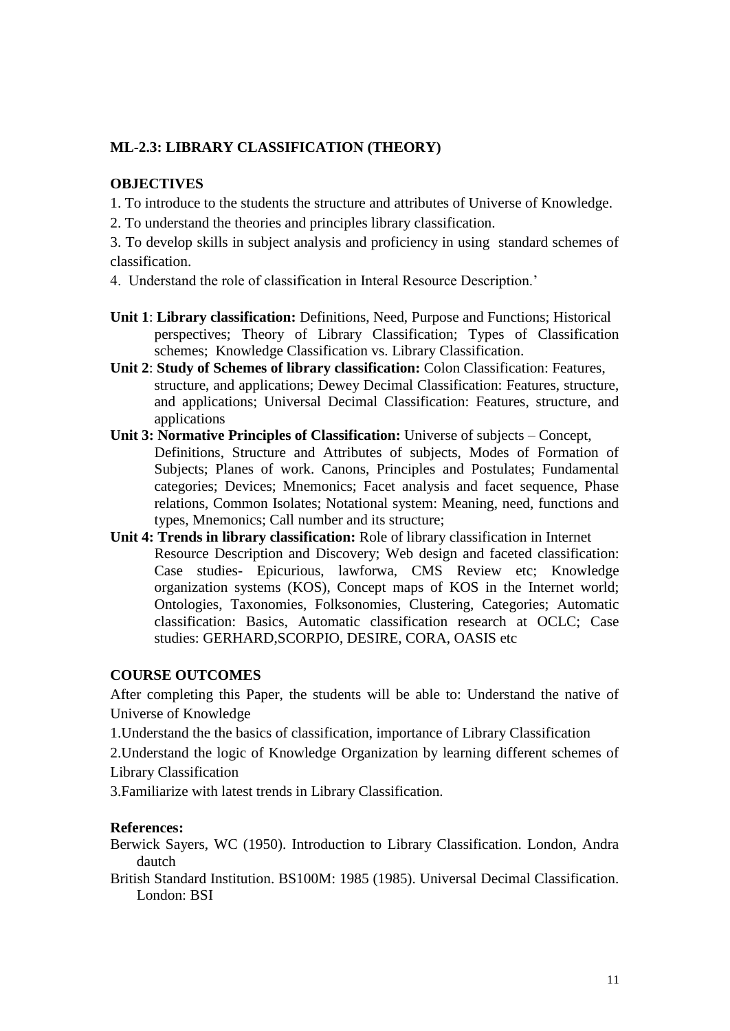## ML-2.3: LIBRARY CLASSIFICATION (THEORY)

### OBJECTIVES

1. To introduce to the students the structure and attributes of Universe of Knowledge.
2. To understand the theories and principles library classification.
3. To develop skills in subject analysis and proficiency in using standard schemes of classification.
4. Understand the role of classification in Interal Resource Description.'

**Unit 1**: **Library classification:** Definitions, Need, Purpose and Functions; Historical perspectives; Theory of Library Classification; Types of Classification schemes; Knowledge Classification vs. Library Classification.

**Unit 2**: **Study of Schemes of library classification:** Colon Classification: Features, structure, and applications; Dewey Decimal Classification: Features, structure, and applications; Universal Decimal Classification: Features, structure, and applications

**Unit 3: Normative Principles of Classification:** Universe of subjects – Concept, Definitions, Structure and Attributes of subjects, Modes of Formation of Subjects; Planes of work. Canons, Principles and Postulates; Fundamental categories; Devices; Mnemonics; Facet analysis and facet sequence, Phase relations, Common Isolates; Notational system: Meaning, need, functions and types, Mnemonics; Call number and its structure;

**Unit 4: Trends in library classification:** Role of library classification in Internet Resource Description and Discovery; Web design and faceted classification: Case studies- Epicurious, lawforwa, CMS Review etc; Knowledge organization systems (KOS), Concept maps of KOS in the Internet world; Ontologies, Taxonomies, Folksonomies, Clustering, Categories; Automatic classification: Basics, Automatic classification research at OCLC; Case studies: GERHARD,SCORPIO, DESIRE, CORA, OASIS etc

### COURSE OUTCOMES

After completing this Paper, the students will be able to: Understand the native of Universe of Knowledge

1.Understand the the basics of classification, importance of Library Classification

2.Understand the logic of Knowledge Organization by learning different schemes of Library Classification

3.Familiarize with latest trends in Library Classification.

### References:

Berwick Sayers, WC (1950). Introduction to Library Classification. London, Andra dautch

British Standard Institution. BS100M: 1985 (1985). Universal Decimal Classification. London: BSI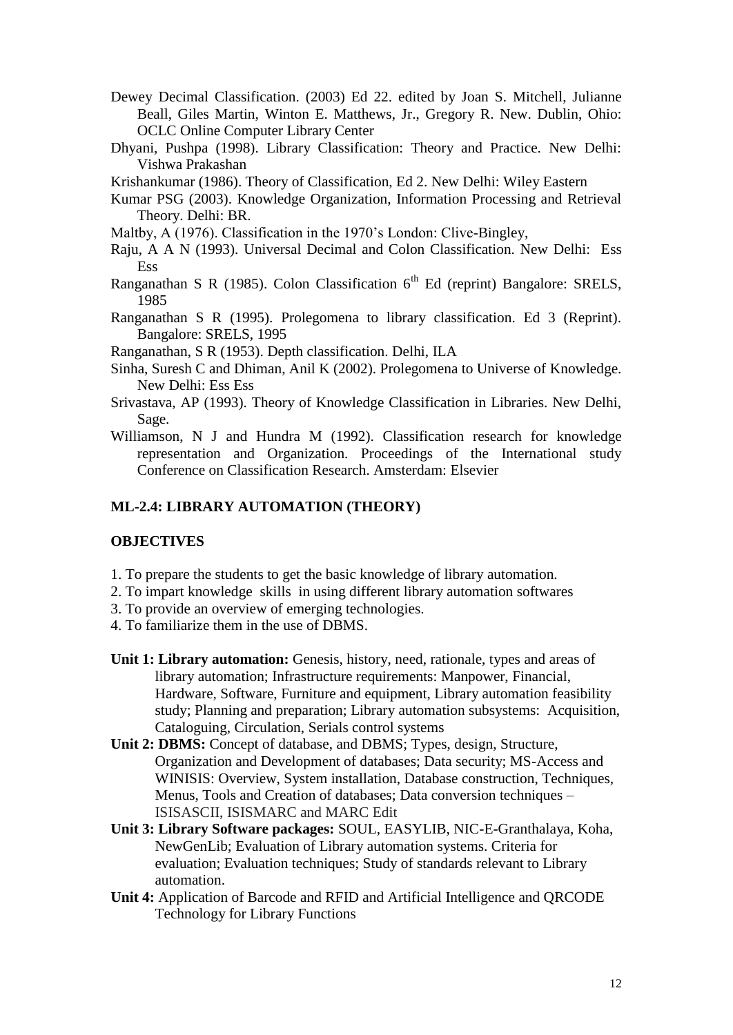Dewey Decimal Classification. (2003) Ed 22. edited by Joan S. Mitchell, Julianne Beall, Giles Martin, Winton E. Matthews, Jr., Gregory R. New. Dublin, Ohio: OCLC Online Computer Library Center

Dhyani, Pushpa (1998). Library Classification: Theory and Practice. New Delhi: Vishwa Prakashan

Krishankumar (1986). Theory of Classification, Ed 2. New Delhi: Wiley Eastern

Kumar PSG (2003). Knowledge Organization, Information Processing and Retrieval Theory. Delhi: BR.

Maltby, A (1976). Classification in the 1970's London: Clive-Bingley,

Raju, A A N (1993). Universal Decimal and Colon Classification. New Delhi: Ess Ess

Ranganathan S R (1985). Colon Classification 6th Ed (reprint) Bangalore: SRELS, 1985

Ranganathan S R (1995). Prolegomena to library classification. Ed 3 (Reprint). Bangalore: SRELS, 1995

Ranganathan, S R (1953). Depth classification. Delhi, ILA

Sinha, Suresh C and Dhiman, Anil K (2002). Prolegomena to Universe of Knowledge. New Delhi: Ess Ess

Srivastava, AP (1993). Theory of Knowledge Classification in Libraries. New Delhi, Sage.

Williamson, N J and Hundra M (1992). Classification research for knowledge representation and Organization. Proceedings of the International study Conference on Classification Research. Amsterdam: Elsevier

## ML-2.4: LIBRARY AUTOMATION (THEORY)

### OBJECTIVES

1. To prepare the students to get the basic knowledge of library automation.
2. To impart knowledge skills in using different library automation softwares
3. To provide an overview of emerging technologies.
4. To familiarize them in the use of DBMS.

**Unit 1: Library automation:** Genesis, history, need, rationale, types and areas of library automation; Infrastructure requirements: Manpower, Financial, Hardware, Software, Furniture and equipment, Library automation feasibility study; Planning and preparation; Library automation subsystems: Acquisition, Cataloguing, Circulation, Serials control systems

**Unit 2: DBMS:** Concept of database, and DBMS; Types, design, Structure, Organization and Development of databases; Data security; MS-Access and WINISIS: Overview, System installation, Database construction, Techniques, Menus, Tools and Creation of databases; Data conversion techniques – ISISASCII, ISISMARC and MARC Edit

**Unit 3: Library Software packages:** SOUL, EASYLIB, NIC-E-Granthalaya, Koha, NewGenLib; Evaluation of Library automation systems. Criteria for evaluation; Evaluation techniques; Study of standards relevant to Library automation.

**Unit 4:** Application of Barcode and RFID and Artificial Intelligence and QRCODE Technology for Library Functions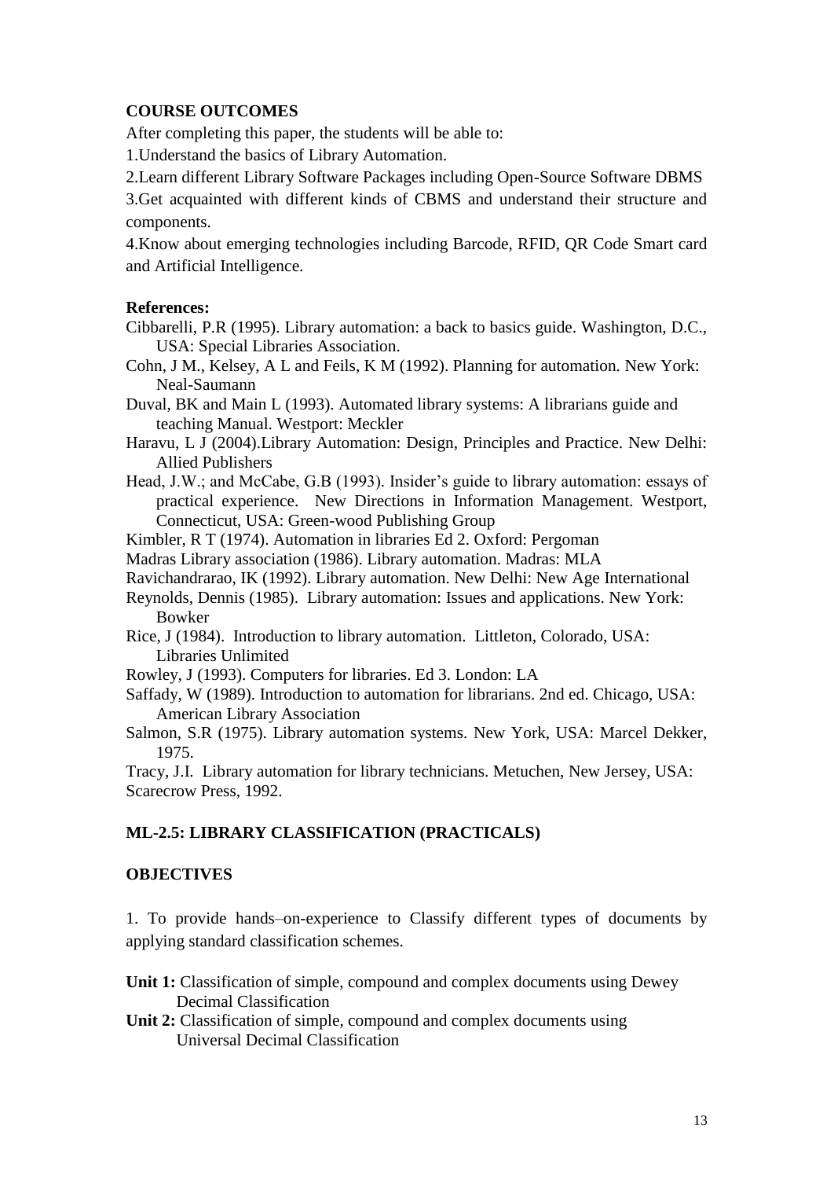## COURSE OUTCOMES

After completing this paper, the students will be able to:

1.Understand the basics of Library Automation.

2.Learn different Library Software Packages including Open-Source Software DBMS

3.Get acquainted with different kinds of CBMS and understand their structure and components.

4.Know about emerging technologies including Barcode, RFID, QR Code Smart card and Artificial Intelligence.

### References:

Cibbarelli, P.R (1995). Library automation: a back to basics guide. Washington, D.C., USA: Special Libraries Association.

Cohn, J M., Kelsey, A L and Feils, K M (1992). Planning for automation. New York: Neal-Saumann

Duval, BK and Main L (1993). Automated library systems: A librarians guide and teaching Manual. Westport: Meckler

Haravu, L J (2004).Library Automation: Design, Principles and Practice. New Delhi: Allied Publishers

Head, J.W.; and McCabe, G.B (1993). Insider's guide to library automation: essays of practical experience. New Directions in Information Management. Westport, Connecticut, USA: Green-wood Publishing Group

Kimbler, R T (1974). Automation in libraries Ed 2. Oxford: Pergoman

Madras Library association (1986). Library automation. Madras: MLA

Ravichandrarao, IK (1992). Library automation. New Delhi: New Age International

Reynolds, Dennis (1985). Library automation: Issues and applications. New York: Bowker

Rice, J (1984). Introduction to library automation. Littleton, Colorado, USA: Libraries Unlimited

Rowley, J (1993). Computers for libraries. Ed 3. London: LA

Saffady, W (1989). Introduction to automation for librarians. 2nd ed. Chicago, USA: American Library Association

Salmon, S.R (1975). Library automation systems. New York, USA: Marcel Dekker, 1975.

Tracy, J.I. Library automation for library technicians. Metuchen, New Jersey, USA: Scarecrow Press, 1992.

## ML-2.5: LIBRARY CLASSIFICATION (PRACTICALS)

### OBJECTIVES

1. To provide hands–on-experience to Classify different types of documents by applying standard classification schemes.

**Unit 1:** Classification of simple, compound and complex documents using Dewey Decimal Classification

**Unit 2:** Classification of simple, compound and complex documents using Universal Decimal Classification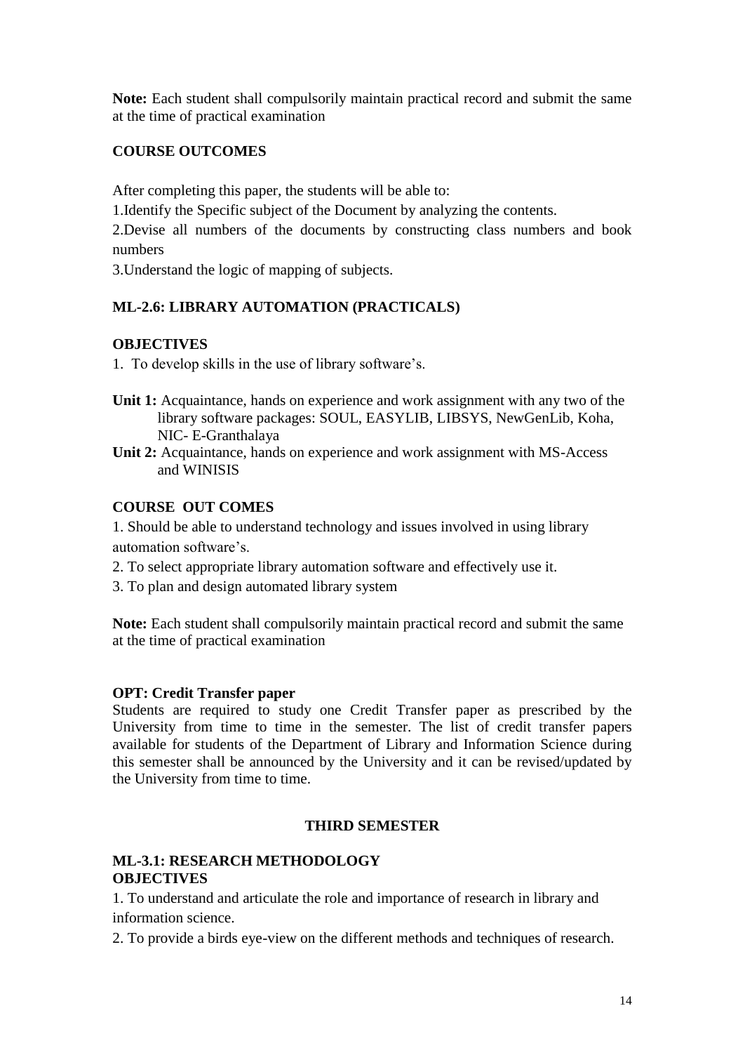**Note:** Each student shall compulsorily maintain practical record and submit the same at the time of practical examination

**COURSE OUTCOMES**

After completing this paper, the students will be able to:

1.Identify the Specific subject of the Document by analyzing the contents.

2.Devise all numbers of the documents by constructing class numbers and book numbers

3.Understand the logic of mapping of subjects.

**ML-2.6: LIBRARY AUTOMATION (PRACTICALS)**

**OBJECTIVES**

1. To develop skills in the use of library software's.

**Unit 1:** Acquaintance, hands on experience and work assignment with any two of the library software packages: SOUL, EASYLIB, LIBSYS, NewGenLib, Koha, NIC- E-Granthalaya

**Unit 2:** Acquaintance, hands on experience and work assignment with MS-Access and WINISIS

**COURSE OUT COMES**

1. Should be able to understand technology and issues involved in using library automation software's.
2. To select appropriate library automation software and effectively use it.
3. To plan and design automated library system

**Note:** Each student shall compulsorily maintain practical record and submit the same at the time of practical examination

**OPT: Credit Transfer paper**

Students are required to study one Credit Transfer paper as prescribed by the University from time to time in the semester. The list of credit transfer papers available for students of the Department of Library and Information Science during this semester shall be announced by the University and it can be revised/updated by the University from time to time.

**THIRD SEMESTER**

**ML-3.1: RESEARCH METHODOLOGY**

**OBJECTIVES**

1. To understand and articulate the role and importance of research in library and information science.
2. To provide a birds eye-view on the different methods and techniques of research.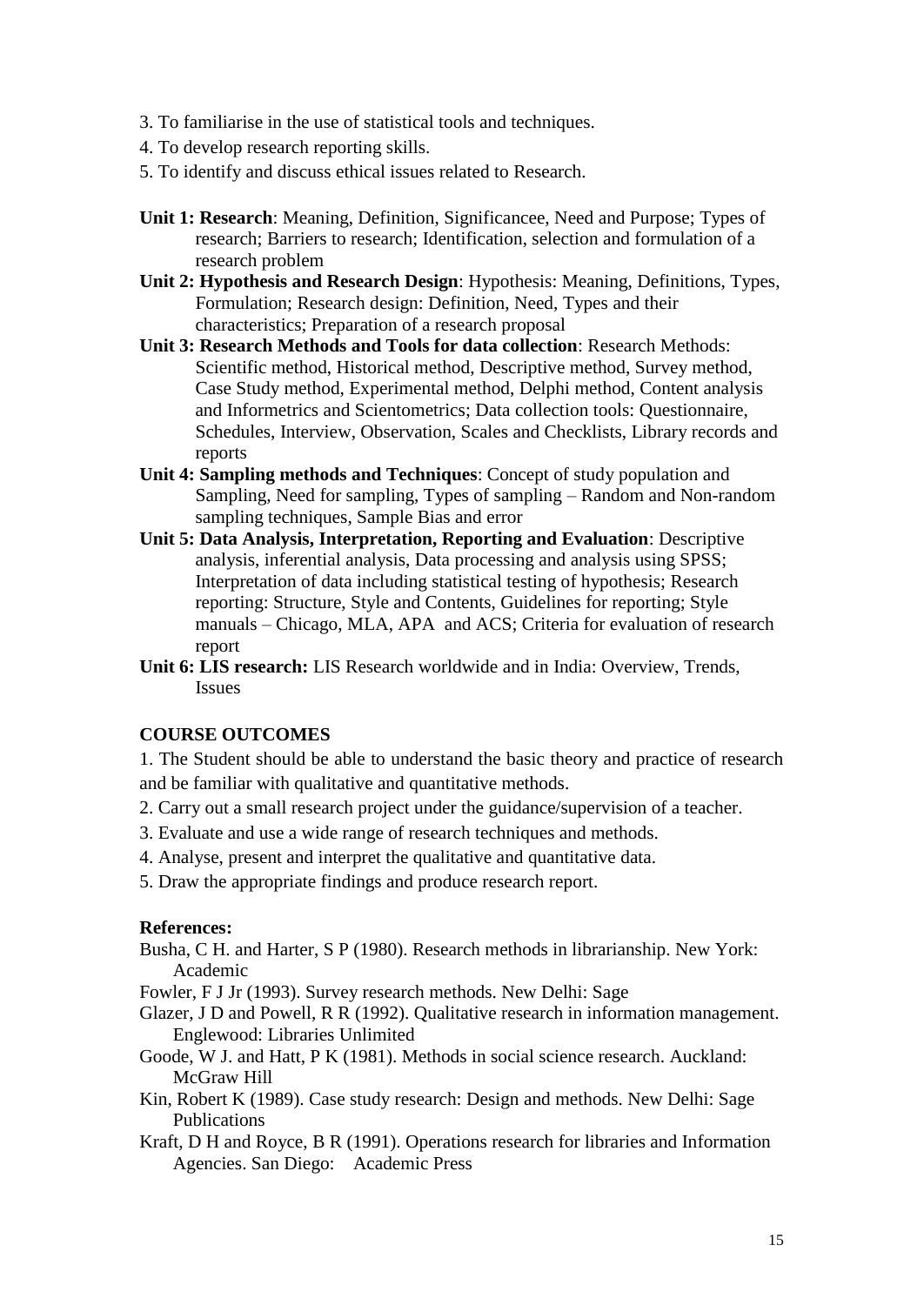3. To familiarise in the use of statistical tools and techniques.
4. To develop research reporting skills.
5. To identify and discuss ethical issues related to Research.

**Unit 1: Research**: Meaning, Definition, Significancee, Need and Purpose; Types of research; Barriers to research; Identification, selection and formulation of a research problem

**Unit 2: Hypothesis and Research Design**: Hypothesis: Meaning, Definitions, Types, Formulation; Research design: Definition, Need, Types and their characteristics; Preparation of a research proposal

**Unit 3: Research Methods and Tools for data collection**: Research Methods: Scientific method, Historical method, Descriptive method, Survey method, Case Study method, Experimental method, Delphi method, Content analysis and Informetrics and Scientometrics; Data collection tools: Questionnaire, Schedules, Interview, Observation, Scales and Checklists, Library records and reports

**Unit 4: Sampling methods and Techniques**: Concept of study population and Sampling, Need for sampling, Types of sampling – Random and Non-random sampling techniques, Sample Bias and error

**Unit 5: Data Analysis, Interpretation, Reporting and Evaluation**: Descriptive analysis, inferential analysis, Data processing and analysis using SPSS; Interpretation of data including statistical testing of hypothesis; Research reporting: Structure, Style and Contents, Guidelines for reporting; Style manuals – Chicago, MLA, APA and ACS; Criteria for evaluation of research report

**Unit 6: LIS research:** LIS Research worldwide and in India: Overview, Trends, Issues

**COURSE OUTCOMES**

1. The Student should be able to understand the basic theory and practice of research and be familiar with qualitative and quantitative methods.
2. Carry out a small research project under the guidance/supervision of a teacher.
3. Evaluate and use a wide range of research techniques and methods.
4. Analyse, present and interpret the qualitative and quantitative data.
5. Draw the appropriate findings and produce research report.

**References:**

Busha, C H. and Harter, S P (1980). Research methods in librarianship. New York: Academic

Fowler, F J Jr (1993). Survey research methods. New Delhi: Sage

Glazer, J D and Powell, R R (1992). Qualitative research in information management. Englewood: Libraries Unlimited

Goode, W J. and Hatt, P K (1981). Methods in social science research. Auckland: McGraw Hill

Kin, Robert K (1989). Case study research: Design and methods. New Delhi: Sage Publications

Kraft, D H and Royce, B R (1991). Operations research for libraries and Information Agencies. San Diego: Academic Press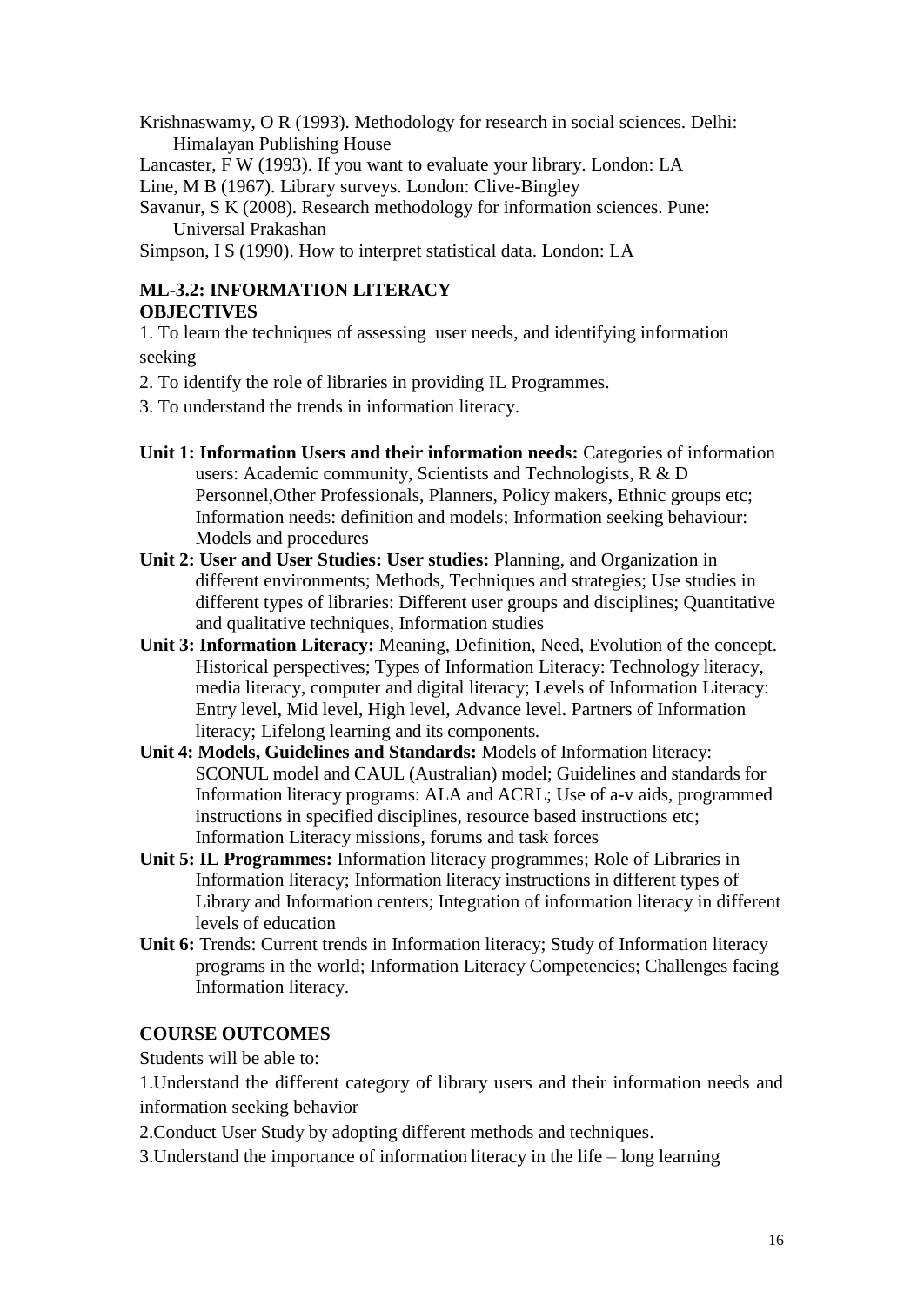Krishnaswamy, O R (1993). Methodology for research in social sciences. Delhi: Himalayan Publishing House

Lancaster, F W (1993). If you want to evaluate your library. London: LA

Line, M B (1967). Library surveys. London: Clive-Bingley

Savanur, S K (2008). Research methodology for information sciences. Pune: Universal Prakashan

Simpson, I S (1990). How to interpret statistical data. London: LA

## ML-3.2: INFORMATION LITERACY

### OBJECTIVES

1. To learn the techniques of assessing user needs, and identifying information seeking
2. To identify the role of libraries in providing IL Programmes.
3. To understand the trends in information literacy.

**Unit 1: Information Users and their information needs:** Categories of information users: Academic community, Scientists and Technologists, R & D Personnel,Other Professionals, Planners, Policy makers, Ethnic groups etc; Information needs: definition and models; Information seeking behaviour: Models and procedures

**Unit 2: User and User Studies: User studies:** Planning, and Organization in different environments; Methods, Techniques and strategies; Use studies in different types of libraries: Different user groups and disciplines; Quantitative and qualitative techniques, Information studies

**Unit 3: Information Literacy:** Meaning, Definition, Need, Evolution of the concept. Historical perspectives; Types of Information Literacy: Technology literacy, media literacy, computer and digital literacy; Levels of Information Literacy: Entry level, Mid level, High level, Advance level. Partners of Information literacy; Lifelong learning and its components.

**Unit 4: Models, Guidelines and Standards:** Models of Information literacy: SCONUL model and CAUL (Australian) model; Guidelines and standards for Information literacy programs: ALA and ACRL; Use of a-v aids, programmed instructions in specified disciplines, resource based instructions etc; Information Literacy missions, forums and task forces

**Unit 5: IL Programmes:** Information literacy programmes; Role of Libraries in Information literacy; Information literacy instructions in different types of Library and Information centers; Integration of information literacy in different levels of education

**Unit 6:** Trends: Current trends in Information literacy; Study of Information literacy programs in the world; Information Literacy Competencies; Challenges facing Information literacy.

### COURSE OUTCOMES

Students will be able to:

1.Understand the different category of library users and their information needs and information seeking behavior

2.Conduct User Study by adopting different methods and techniques.

3.Understand the importance of information literacy in the life – long learning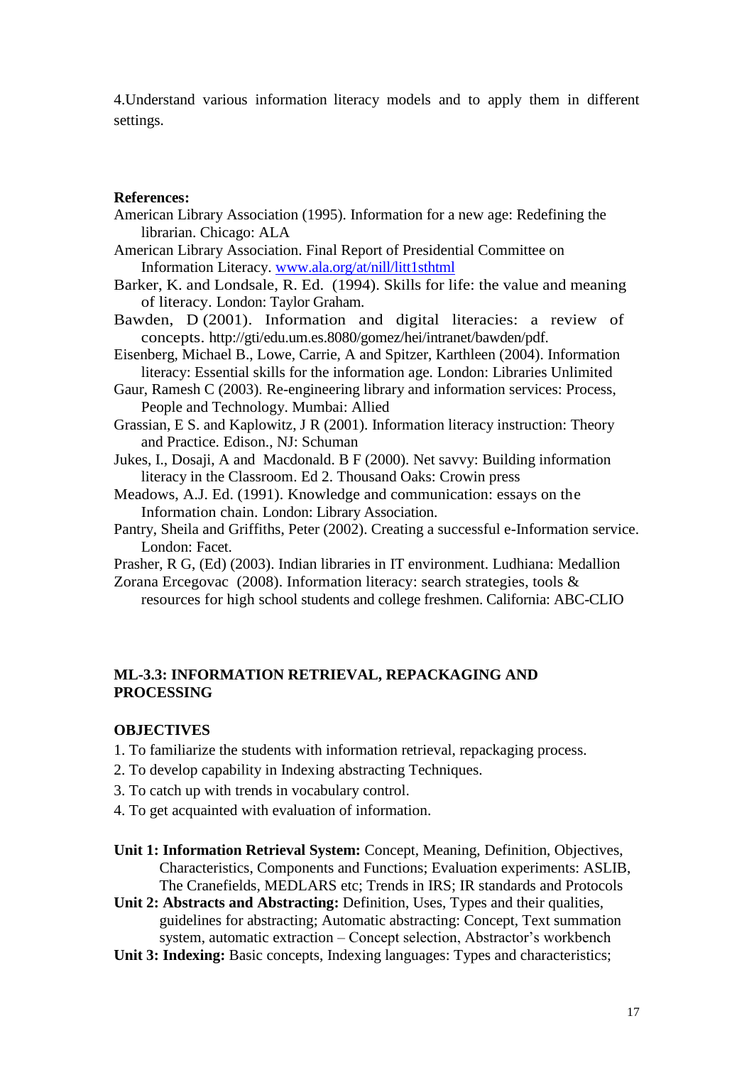4.Understand various information literacy models and to apply them in different settings.

**References:**

American Library Association (1995). Information for a new age: Redefining the librarian. Chicago: ALA

American Library Association. Final Report of Presidential Committee on Information Literacy. [www.ala.org/at/nill/litt1sthtml](www.ala.org/at/nill/litt1sthtml)

Barker, K. and Londsale, R. Ed. (1994). Skills for life: the value and meaning of literacy. London: Taylor Graham.

Bawden, D (2001). Information and digital literacies: a review of concepts. http://gti/edu.um.es.8080/gomez/hei/intranet/bawden/pdf.

Eisenberg, Michael B., Lowe, Carrie, A and Spitzer, Karthleen (2004). Information literacy: Essential skills for the information age. London: Libraries Unlimited

Gaur, Ramesh C (2003). Re-engineering library and information services: Process, People and Technology. Mumbai: Allied

Grassian, E S. and Kaplowitz, J R (2001). Information literacy instruction: Theory and Practice. Edison., NJ: Schuman

Jukes, I., Dosaji, A and Macdonald. B F (2000). Net savvy: Building information literacy in the Classroom. Ed 2. Thousand Oaks: Crowin press

Meadows, A.J. Ed. (1991). Knowledge and communication: essays on the Information chain. London: Library Association.

Pantry, Sheila and Griffiths, Peter (2002). Creating a successful e-Information service. London: Facet.

Prasher, R G, (Ed) (2003). Indian libraries in IT environment. Ludhiana: Medallion

Zorana Ercegovac (2008). Information literacy: search strategies, tools & resources for high school students and college freshmen. California: ABC-CLIO

## ML-3.3: INFORMATION RETRIEVAL, REPACKAGING AND PROCESSING

**OBJECTIVES**

1. To familiarize the students with information retrieval, repackaging process.
2. To develop capability in Indexing abstracting Techniques.
3. To catch up with trends in vocabulary control.
4. To get acquainted with evaluation of information.

**Unit 1: Information Retrieval System:** Concept, Meaning, Definition, Objectives, Characteristics, Components and Functions; Evaluation experiments: ASLIB, The Cranefields, MEDLARS etc; Trends in IRS; IR standards and Protocols

**Unit 2: Abstracts and Abstracting:** Definition, Uses, Types and their qualities, guidelines for abstracting; Automatic abstracting: Concept, Text summation system, automatic extraction – Concept selection, Abstractor's workbench

**Unit 3: Indexing:** Basic concepts, Indexing languages: Types and characteristics;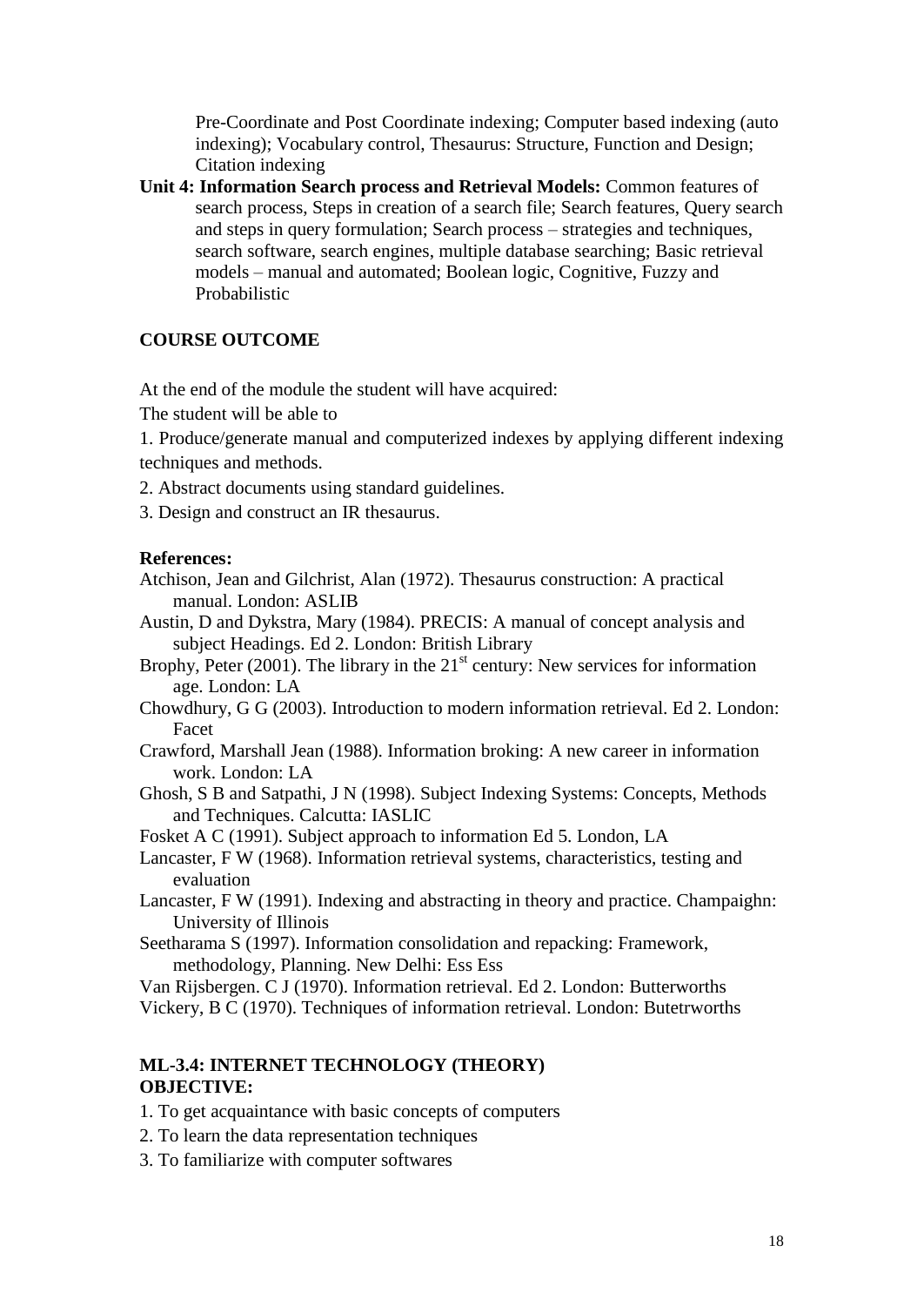Pre-Coordinate and Post Coordinate indexing; Computer based indexing (auto indexing); Vocabulary control, Thesaurus: Structure, Function and Design; Citation indexing

**Unit 4: Information Search process and Retrieval Models:** Common features of search process, Steps in creation of a search file; Search features, Query search and steps in query formulation; Search process – strategies and techniques, search software, search engines, multiple database searching; Basic retrieval models – manual and automated; Boolean logic, Cognitive, Fuzzy and Probabilistic

**COURSE OUTCOME**

At the end of the module the student will have acquired:

The student will be able to

1. Produce/generate manual and computerized indexes by applying different indexing techniques and methods.
2. Abstract documents using standard guidelines.
3. Design and construct an IR thesaurus.

**References:**

Atchison, Jean and Gilchrist, Alan (1972). Thesaurus construction: A practical manual. London: ASLIB

Austin, D and Dykstra, Mary (1984). PRECIS: A manual of concept analysis and subject Headings. Ed 2. London: British Library

Brophy, Peter (2001). The library in the 21st century: New services for information age. London: LA

Chowdhury, G G (2003). Introduction to modern information retrieval. Ed 2. London: Facet

Crawford, Marshall Jean (1988). Information broking: A new career in information work. London: LA

Ghosh, S B and Satpathi, J N (1998). Subject Indexing Systems: Concepts, Methods and Techniques. Calcutta: IASLIC

Fosket A C (1991). Subject approach to information Ed 5. London, LA

Lancaster, F W (1968). Information retrieval systems, characteristics, testing and evaluation

Lancaster, F W (1991). Indexing and abstracting in theory and practice. Champaighn: University of Illinois

Seetharama S (1997). Information consolidation and repacking: Framework, methodology, Planning. New Delhi: Ess Ess

Van Rijsbergen. C J (1970). Information retrieval. Ed 2. London: Butterworths

Vickery, B C (1970). Techniques of information retrieval. London: Butetrworths

**ML-3.4: INTERNET TECHNOLOGY (THEORY)**
**OBJECTIVE:**

1. To get acquaintance with basic concepts of computers
2. To learn the data representation techniques
3. To familiarize with computer softwares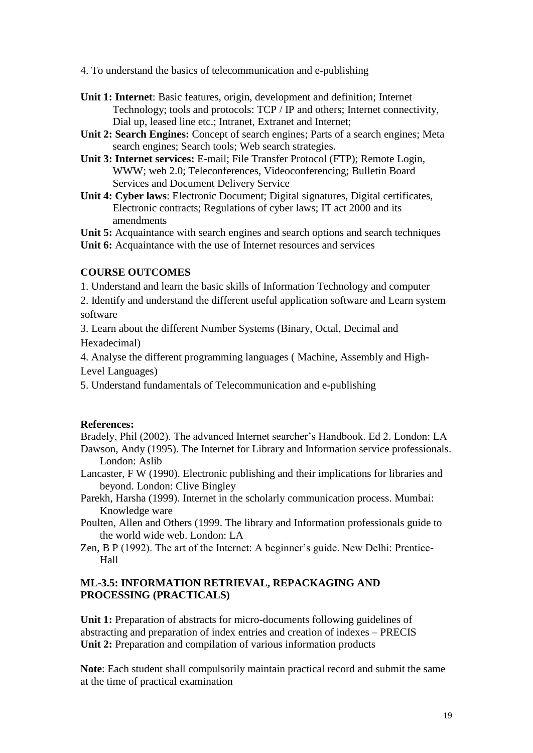4. To understand the basics of telecommunication and e-publishing

**Unit 1: Internet**: Basic features, origin, development and definition; Internet Technology; tools and protocols: TCP / IP and others; Internet connectivity, Dial up, leased line etc.; Intranet, Extranet and Internet;

**Unit 2: Search Engines:** Concept of search engines; Parts of a search engines; Meta search engines; Search tools; Web search strategies.

**Unit 3: Internet services:** E-mail; File Transfer Protocol (FTP); Remote Login, WWW; web 2.0; Teleconferences, Videoconferencing; Bulletin Board Services and Document Delivery Service

**Unit 4: Cyber laws**: Electronic Document; Digital signatures, Digital certificates, Electronic contracts; Regulations of cyber laws; IT act 2000 and its amendments

**Unit 5:** Acquaintance with search engines and search options and search techniques

**Unit 6:** Acquaintance with the use of Internet resources and services

**COURSE OUTCOMES**

1. Understand and learn the basic skills of Information Technology and computer
2. Identify and understand the different useful application software and Learn system software
3. Learn about the different Number Systems (Binary, Octal, Decimal and Hexadecimal)
4. Analyse the different programming languages ( Machine, Assembly and High-Level Languages)
5. Understand fundamentals of Telecommunication and e-publishing

**References:**

Bradely, Phil (2002). The advanced Internet searcher's Handbook. Ed 2. London: LA

Dawson, Andy (1995). The Internet for Library and Information service professionals. London: Aslib

Lancaster, F W (1990). Electronic publishing and their implications for libraries and beyond. London: Clive Bingley

Parekh, Harsha (1999). Internet in the scholarly communication process. Mumbai: Knowledge ware

Poulten, Allen and Others (1999. The library and Information professionals guide to the world wide web. London: LA

Zen, B P (1992). The art of the Internet: A beginner's guide. New Delhi: Prentice-Hall

**ML-3.5: INFORMATION RETRIEVAL, REPACKAGING AND PROCESSING (PRACTICALS)**

**Unit 1:** Preparation of abstracts for micro-documents following guidelines of abstracting and preparation of index entries and creation of indexes – PRECIS

**Unit 2:** Preparation and compilation of various information products

**Note**: Each student shall compulsorily maintain practical record and submit the same at the time of practical examination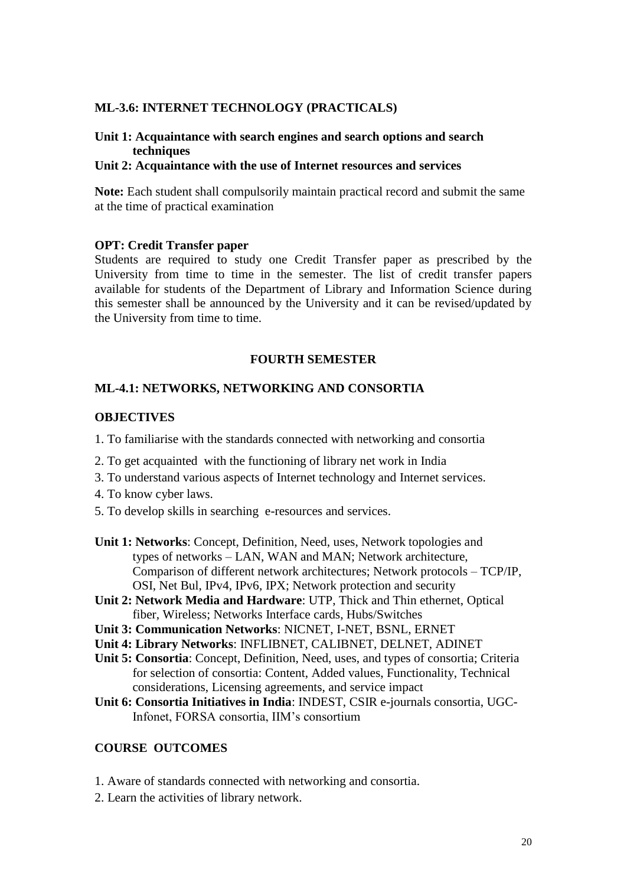**ML-3.6: INTERNET TECHNOLOGY (PRACTICALS)**

**Unit 1: Acquaintance with search engines and search options and search techniques**

**Unit 2: Acquaintance with the use of Internet resources and services**

**Note:** Each student shall compulsorily maintain practical record and submit the same at the time of practical examination

**OPT: Credit Transfer paper**

Students are required to study one Credit Transfer paper as prescribed by the University from time to time in the semester. The list of credit transfer papers available for students of the Department of Library and Information Science during this semester shall be announced by the University and it can be revised/updated by the University from time to time.

## FOURTH SEMESTER

### ML-4.1: NETWORKS, NETWORKING AND CONSORTIA

**OBJECTIVES**

1. To familiarise with the standards connected with networking and consortia
2. To get acquainted with the functioning of library net work in India
3. To understand various aspects of Internet technology and Internet services.
4. To know cyber laws.
5. To develop skills in searching e-resources and services.

**Unit 1: Networks**: Concept, Definition, Need, uses, Network topologies and types of networks – LAN, WAN and MAN; Network architecture, Comparison of different network architectures; Network protocols – TCP/IP, OSI, Net Bul, IPv4, IPv6, IPX; Network protection and security

**Unit 2: Network Media and Hardware**: UTP, Thick and Thin ethernet, Optical fiber, Wireless; Networks Interface cards, Hubs/Switches

**Unit 3: Communication Networks**: NICNET, I-NET, BSNL, ERNET

**Unit 4: Library Networks**: INFLIBNET, CALIBNET, DELNET, ADINET

**Unit 5: Consortia**: Concept, Definition, Need, uses, and types of consortia; Criteria for selection of consortia: Content, Added values, Functionality, Technical considerations, Licensing agreements, and service impact

**Unit 6: Consortia Initiatives in India**: INDEST, CSIR e-journals consortia, UGC-Infonet, FORSA consortia, IIM's consortium

**COURSE OUTCOMES**

1. Aware of standards connected with networking and consortia.
2. Learn the activities of library network.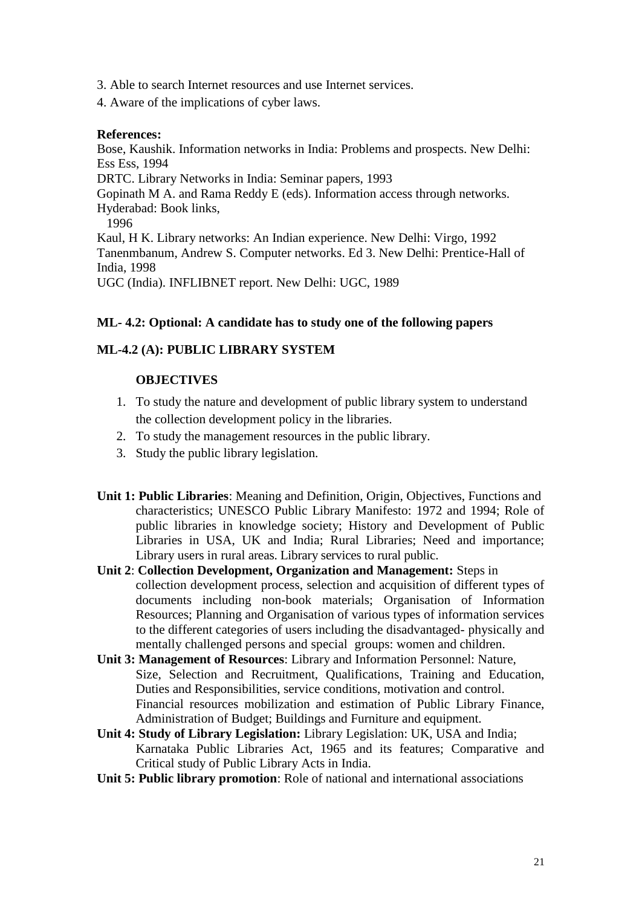3. Able to search Internet resources and use Internet services.
4. Aware of the implications of cyber laws.

**References:**

Bose, Kaushik. Information networks in India: Problems and prospects. New Delhi: Ess Ess, 1994

DRTC. Library Networks in India: Seminar papers, 1993

Gopinath M A. and Rama Reddy E (eds). Information access through networks. Hyderabad: Book links, 1996

Kaul, H K. Library networks: An Indian experience. New Delhi: Virgo, 1992

Tanenmbanum, Andrew S. Computer networks. Ed 3. New Delhi: Prentice-Hall of India, 1998

UGC (India). INFLIBNET report. New Delhi: UGC, 1989

**ML- 4.2: Optional: A candidate has to study one of the following papers**

**ML-4.2 (A): PUBLIC LIBRARY SYSTEM**

**OBJECTIVES**

1. To study the nature and development of public library system to understand the collection development policy in the libraries.
2. To study the management resources in the public library.
3. Study the public library legislation.

**Unit 1: Public Libraries**: Meaning and Definition, Origin, Objectives, Functions and characteristics; UNESCO Public Library Manifesto: 1972 and 1994; Role of public libraries in knowledge society; History and Development of Public Libraries in USA, UK and India; Rural Libraries; Need and importance; Library users in rural areas. Library services to rural public.

**Unit 2**: **Collection Development, Organization and Management:** Steps in collection development process, selection and acquisition of different types of documents including non-book materials; Organisation of Information Resources; Planning and Organisation of various types of information services to the different categories of users including the disadvantaged- physically and mentally challenged persons and special groups: women and children.

**Unit 3: Management of Resources**: Library and Information Personnel: Nature, Size, Selection and Recruitment, Qualifications, Training and Education, Duties and Responsibilities, service conditions, motivation and control. Financial resources mobilization and estimation of Public Library Finance, Administration of Budget; Buildings and Furniture and equipment.

**Unit 4: Study of Library Legislation:** Library Legislation: UK, USA and India; Karnataka Public Libraries Act, 1965 and its features; Comparative and Critical study of Public Library Acts in India.

**Unit 5: Public library promotion**: Role of national and international associations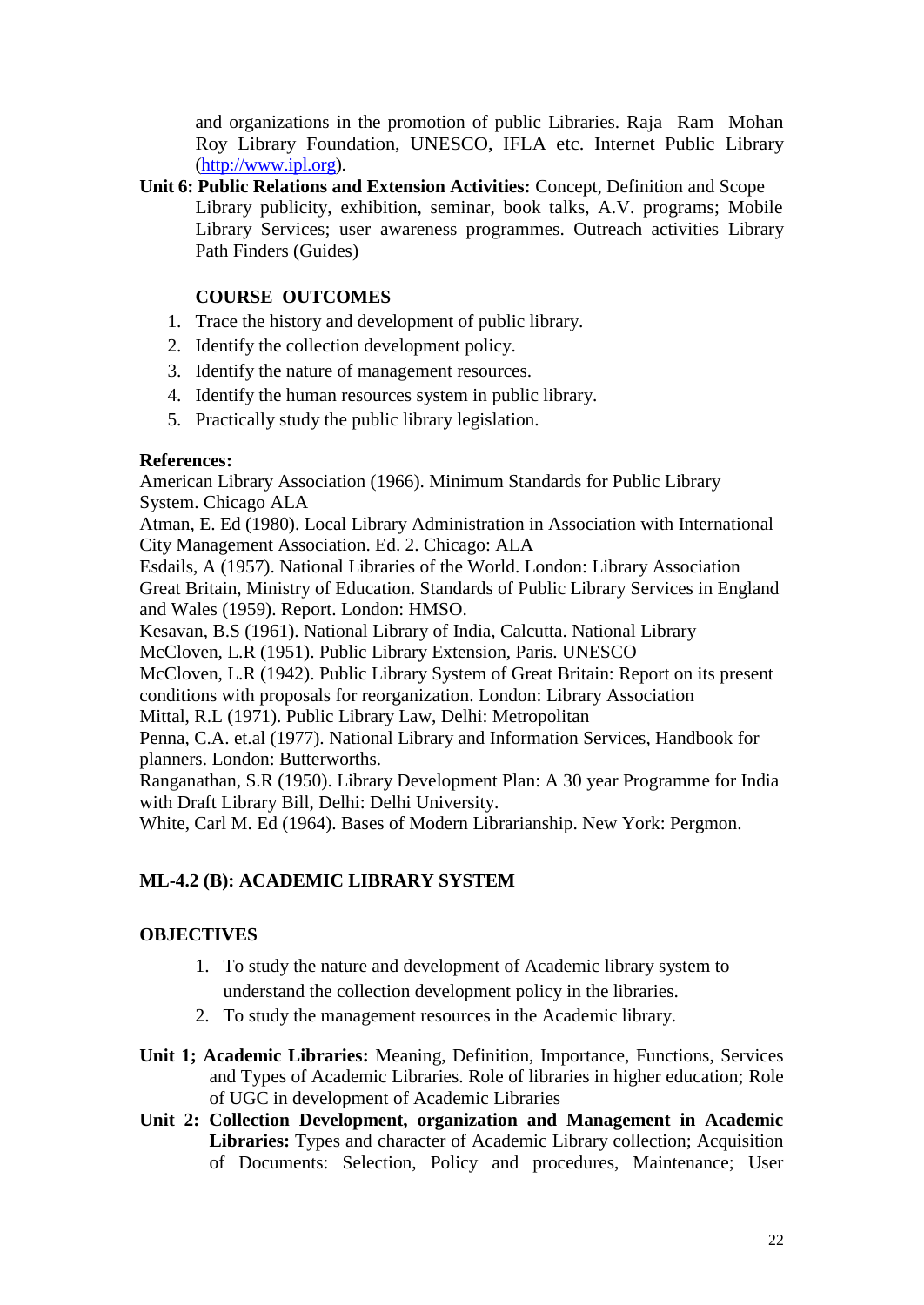and organizations in the promotion of public Libraries. Raja Ram Mohan Roy Library Foundation, UNESCO, IFLA etc. Internet Public Library (http://www.ipl.org).

**Unit 6: Public Relations and Extension Activities:** Concept, Definition and Scope Library publicity, exhibition, seminar, book talks, A.V. programs; Mobile Library Services; user awareness programmes. Outreach activities Library Path Finders (Guides)

**COURSE OUTCOMES**

1. Trace the history and development of public library.
2. Identify the collection development policy.
3. Identify the nature of management resources.
4. Identify the human resources system in public library.
5. Practically study the public library legislation.

**References:**

American Library Association (1966). Minimum Standards for Public Library System. Chicago ALA

Atman, E. Ed (1980). Local Library Administration in Association with International City Management Association. Ed. 2. Chicago: ALA

Esdails, A (1957). National Libraries of the World. London: Library Association

Great Britain, Ministry of Education. Standards of Public Library Services in England and Wales (1959). Report. London: HMSO.

Kesavan, B.S (1961). National Library of India, Calcutta. National Library

McCloven, L.R (1951). Public Library Extension, Paris. UNESCO

McCloven, L.R (1942). Public Library System of Great Britain: Report on its present conditions with proposals for reorganization. London: Library Association

Mittal, R.L (1971). Public Library Law, Delhi: Metropolitan

Penna, C.A. et.al (1977). National Library and Information Services, Handbook for planners. London: Butterworths.

Ranganathan, S.R (1950). Library Development Plan: A 30 year Programme for India with Draft Library Bill, Delhi: Delhi University.

White, Carl M. Ed (1964). Bases of Modern Librarianship. New York: Pergmon.

## ML-4.2 (B): ACADEMIC LIBRARY SYSTEM

**OBJECTIVES**

1. To study the nature and development of Academic library system to understand the collection development policy in the libraries.
2. To study the management resources in the Academic library.

**Unit 1; Academic Libraries:** Meaning, Definition, Importance, Functions, Services and Types of Academic Libraries. Role of libraries in higher education; Role of UGC in development of Academic Libraries

**Unit 2: Collection Development, organization and Management in Academic Libraries:** Types and character of Academic Library collection; Acquisition of Documents: Selection, Policy and procedures, Maintenance; User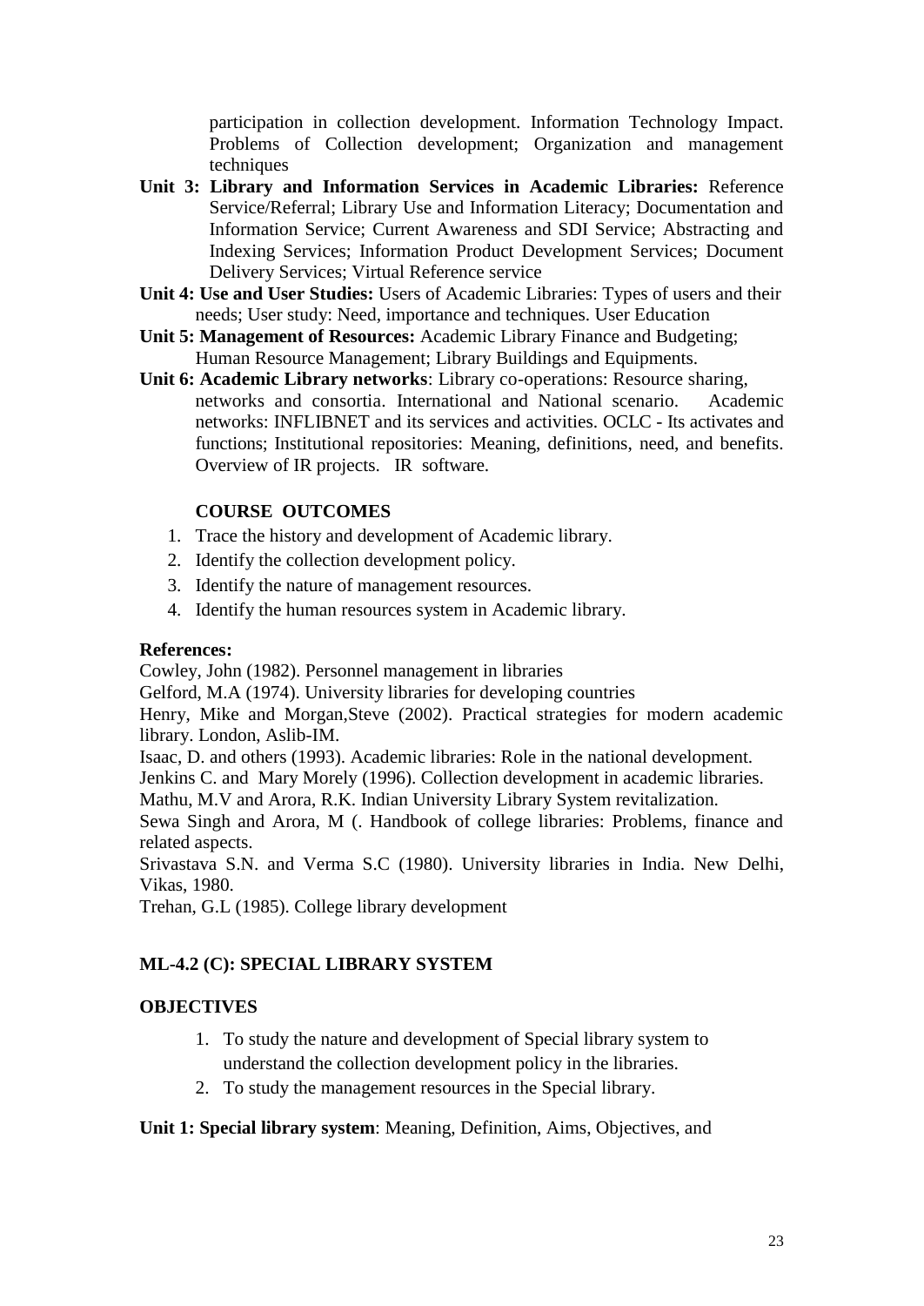participation in collection development. Information Technology Impact. Problems of Collection development; Organization and management techniques

**Unit 3: Library and Information Services in Academic Libraries:** Reference Service/Referral; Library Use and Information Literacy; Documentation and Information Service; Current Awareness and SDI Service; Abstracting and Indexing Services; Information Product Development Services; Document Delivery Services; Virtual Reference service

**Unit 4: Use and User Studies:** Users of Academic Libraries: Types of users and their needs; User study: Need, importance and techniques. User Education

**Unit 5: Management of Resources:** Academic Library Finance and Budgeting; Human Resource Management; Library Buildings and Equipments.

**Unit 6: Academic Library networks**: Library co-operations: Resource sharing, networks and consortia. International and National scenario. Academic networks: INFLIBNET and its services and activities. OCLC - Its activates and functions; Institutional repositories: Meaning, definitions, need, and benefits. Overview of IR projects. IR software.

**COURSE OUTCOMES**

1. Trace the history and development of Academic library.
2. Identify the collection development policy.
3. Identify the nature of management resources.
4. Identify the human resources system in Academic library.

**References:**

Cowley, John (1982). Personnel management in libraries

Gelford, M.A (1974). University libraries for developing countries

Henry, Mike and Morgan,Steve (2002). Practical strategies for modern academic library. London, Aslib-IM.

Isaac, D. and others (1993). Academic libraries: Role in the national development.

Jenkins C. and Mary Morely (1996). Collection development in academic libraries.

Mathu, M.V and Arora, R.K. Indian University Library System revitalization.

Sewa Singh and Arora, M (. Handbook of college libraries: Problems, finance and related aspects.

Srivastava S.N. and Verma S.C (1980). University libraries in India. New Delhi, Vikas, 1980.

Trehan, G.L (1985). College library development

## ML-4.2 (C): SPECIAL LIBRARY SYSTEM

**OBJECTIVES**

1. To study the nature and development of Special library system to understand the collection development policy in the libraries.
2. To study the management resources in the Special library.

**Unit 1: Special library system**: Meaning, Definition, Aims, Objectives, and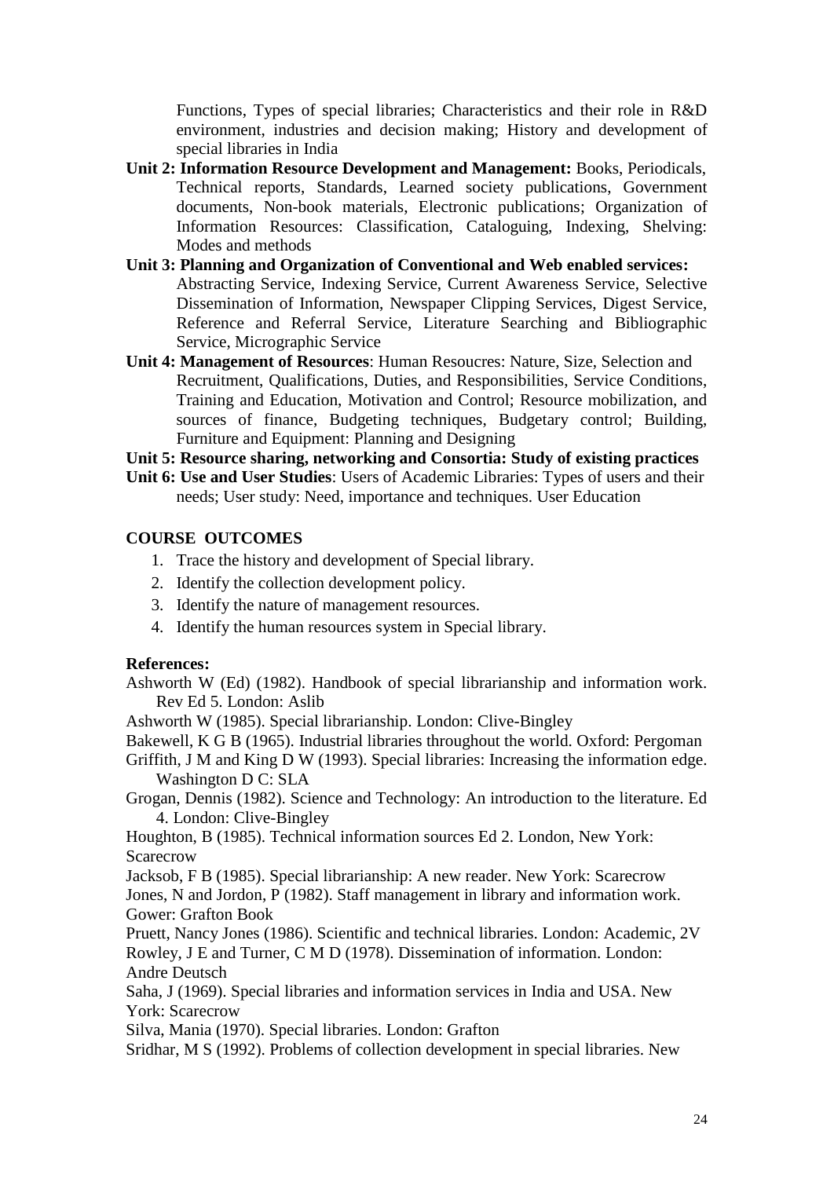Functions, Types of special libraries; Characteristics and their role in R&D environment, industries and decision making; History and development of special libraries in India

**Unit 2: Information Resource Development and Management:** Books, Periodicals, Technical reports, Standards, Learned society publications, Government documents, Non-book materials, Electronic publications; Organization of Information Resources: Classification, Cataloguing, Indexing, Shelving: Modes and methods

**Unit 3: Planning and Organization of Conventional and Web enabled services:** Abstracting Service, Indexing Service, Current Awareness Service, Selective Dissemination of Information, Newspaper Clipping Services, Digest Service, Reference and Referral Service, Literature Searching and Bibliographic Service, Micrographic Service

**Unit 4: Management of Resources**: Human Resoucres: Nature, Size, Selection and Recruitment, Qualifications, Duties, and Responsibilities, Service Conditions, Training and Education, Motivation and Control; Resource mobilization, and sources of finance, Budgeting techniques, Budgetary control; Building, Furniture and Equipment: Planning and Designing

**Unit 5: Resource sharing, networking and Consortia: Study of existing practices**

**Unit 6: Use and User Studies**: Users of Academic Libraries: Types of users and their needs; User study: Need, importance and techniques. User Education

**COURSE OUTCOMES**

1. Trace the history and development of Special library.
2. Identify the collection development policy.
3. Identify the nature of management resources.
4. Identify the human resources system in Special library.

**References:**

Ashworth W (Ed) (1982). Handbook of special librarianship and information work. Rev Ed 5. London: Aslib

Ashworth W (1985). Special librarianship. London: Clive-Bingley

Bakewell, K G B (1965). Industrial libraries throughout the world. Oxford: Pergoman

Griffith, J M and King D W (1993). Special libraries: Increasing the information edge. Washington D C: SLA

Grogan, Dennis (1982). Science and Technology: An introduction to the literature. Ed 4. London: Clive-Bingley

Houghton, B (1985). Technical information sources Ed 2. London, New York: Scarecrow

Jacksob, F B (1985). Special librarianship: A new reader. New York: Scarecrow

Jones, N and Jordon, P (1982). Staff management in library and information work. Gower: Grafton Book

Pruett, Nancy Jones (1986). Scientific and technical libraries. London: Academic, 2V

Rowley, J E and Turner, C M D (1978). Dissemination of information. London: Andre Deutsch

Saha, J (1969). Special libraries and information services in India and USA. New York: Scarecrow

Silva, Mania (1970). Special libraries. London: Grafton

Sridhar, M S (1992). Problems of collection development in special libraries. New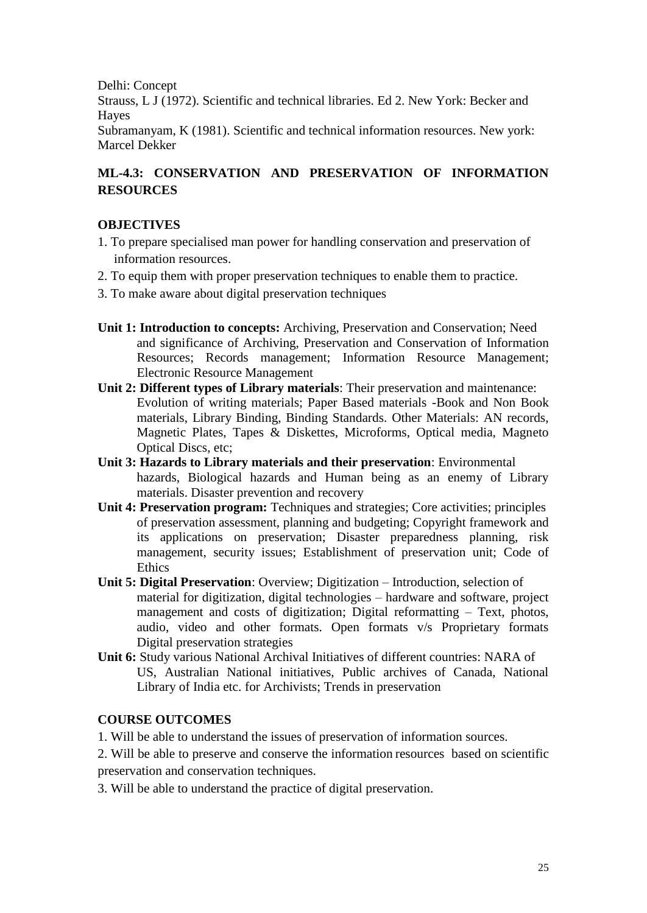Delhi: Concept

Strauss, L J (1972). Scientific and technical libraries. Ed 2. New York: Becker and Hayes

Subramanyam, K (1981). Scientific and technical information resources. New york: Marcel Dekker

## ML-4.3: CONSERVATION AND PRESERVATION OF INFORMATION RESOURCES

### OBJECTIVES

1. To prepare specialised man power for handling conservation and preservation of information resources.
2. To equip them with proper preservation techniques to enable them to practice.
3. To make aware about digital preservation techniques

**Unit 1: Introduction to concepts:** Archiving, Preservation and Conservation; Need and significance of Archiving, Preservation and Conservation of Information Resources; Records management; Information Resource Management; Electronic Resource Management

**Unit 2: Different types of Library materials**: Their preservation and maintenance: Evolution of writing materials; Paper Based materials -Book and Non Book materials, Library Binding, Binding Standards. Other Materials: AN records, Magnetic Plates, Tapes & Diskettes, Microforms, Optical media, Magneto Optical Discs, etc;

**Unit 3: Hazards to Library materials and their preservation**: Environmental hazards, Biological hazards and Human being as an enemy of Library materials. Disaster prevention and recovery

**Unit 4: Preservation program:** Techniques and strategies; Core activities; principles of preservation assessment, planning and budgeting; Copyright framework and its applications on preservation; Disaster preparedness planning, risk management, security issues; Establishment of preservation unit; Code of Ethics

**Unit 5: Digital Preservation**: Overview; Digitization – Introduction, selection of material for digitization, digital technologies – hardware and software, project management and costs of digitization; Digital reformatting – Text, photos, audio, video and other formats. Open formats v/s Proprietary formats Digital preservation strategies

**Unit 6:** Study various National Archival Initiatives of different countries: NARA of US, Australian National initiatives, Public archives of Canada, National Library of India etc. for Archivists; Trends in preservation

### COURSE OUTCOMES

1. Will be able to understand the issues of preservation of information sources.
2. Will be able to preserve and conserve the information resources based on scientific preservation and conservation techniques.
3. Will be able to understand the practice of digital preservation.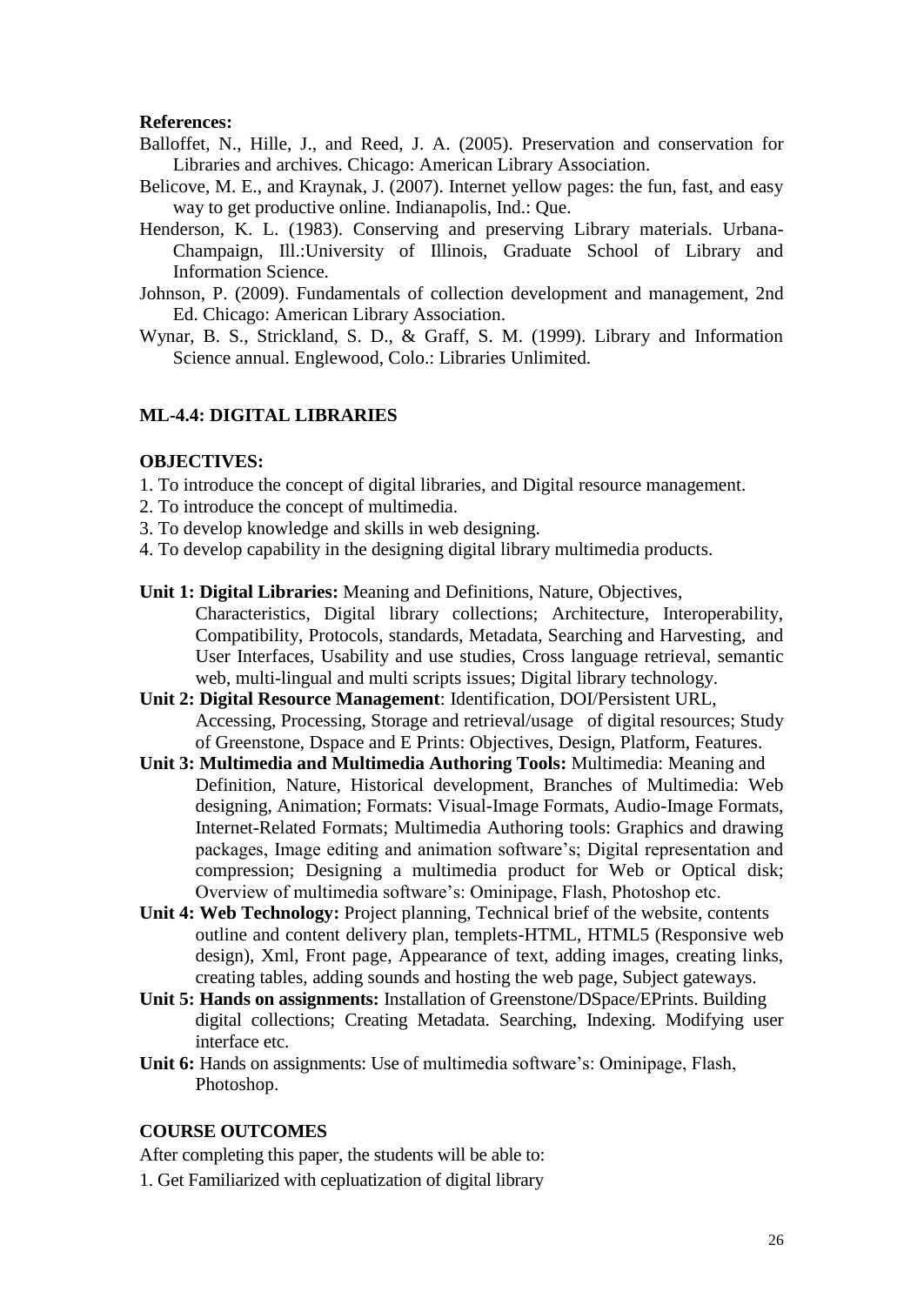**References:**

Balloffet, N., Hille, J., and Reed, J. A. (2005). Preservation and conservation for Libraries and archives. Chicago: American Library Association.

Belicove, M. E., and Kraynak, J. (2007). Internet yellow pages: the fun, fast, and easy way to get productive online. Indianapolis, Ind.: Que.

Henderson, K. L. (1983). Conserving and preserving Library materials. Urbana-Champaign, Ill.:University of Illinois, Graduate School of Library and Information Science.

Johnson, P. (2009). Fundamentals of collection development and management, 2nd Ed. Chicago: American Library Association.

Wynar, B. S., Strickland, S. D., & Graff, S. M. (1999). Library and Information Science annual. Englewood, Colo.: Libraries Unlimited.

## ML-4.4: DIGITAL LIBRARIES

**OBJECTIVES:**

1. To introduce the concept of digital libraries, and Digital resource management.
2. To introduce the concept of multimedia.
3. To develop knowledge and skills in web designing.
4. To develop capability in the designing digital library multimedia products.

**Unit 1: Digital Libraries:** Meaning and Definitions, Nature, Objectives, Characteristics, Digital library collections; Architecture, Interoperability, Compatibility, Protocols, standards, Metadata, Searching and Harvesting, and User Interfaces, Usability and use studies, Cross language retrieval, semantic web, multi-lingual and multi scripts issues; Digital library technology.

**Unit 2: Digital Resource Management**: Identification, DOI/Persistent URL, Accessing, Processing, Storage and retrieval/usage of digital resources; Study of Greenstone, Dspace and E Prints: Objectives, Design, Platform, Features.

**Unit 3: Multimedia and Multimedia Authoring Tools:** Multimedia: Meaning and Definition, Nature, Historical development, Branches of Multimedia: Web designing, Animation; Formats: Visual-Image Formats, Audio-Image Formats, Internet-Related Formats; Multimedia Authoring tools: Graphics and drawing packages, Image editing and animation software's; Digital representation and compression; Designing a multimedia product for Web or Optical disk; Overview of multimedia software's: Ominipage, Flash, Photoshop etc.

**Unit 4: Web Technology:** Project planning, Technical brief of the website, contents outline and content delivery plan, templets-HTML, HTML5 (Responsive web design), Xml, Front page, Appearance of text, adding images, creating links, creating tables, adding sounds and hosting the web page, Subject gateways.

**Unit 5: Hands on assignments:** Installation of Greenstone/DSpace/EPrints. Building digital collections; Creating Metadata. Searching, Indexing. Modifying user interface etc.

**Unit 6:** Hands on assignments: Use of multimedia software's: Ominipage, Flash, Photoshop.

**COURSE OUTCOMES**

After completing this paper, the students will be able to:

1. Get Familiarized with cepluatization of digital library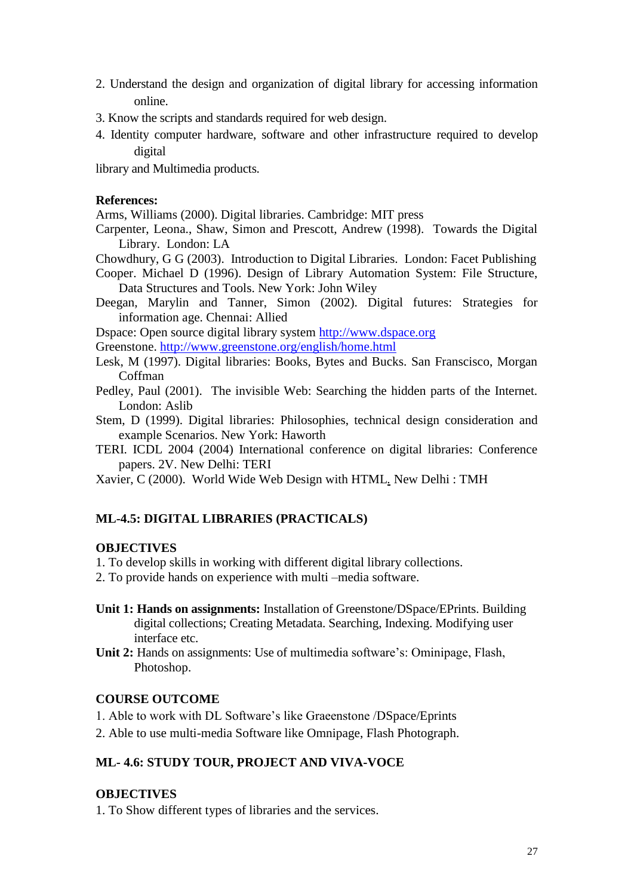2. Understand the design and organization of digital library for accessing information online.
3. Know the scripts and standards required for web design.
4. Identity computer hardware, software and other infrastructure required to develop digital library and Multimedia products.

**References:**

Arms, Williams (2000). Digital libraries. Cambridge: MIT press

Carpenter, Leona., Shaw, Simon and Prescott, Andrew (1998). Towards the Digital Library. London: LA

Chowdhury, G G (2003). Introduction to Digital Libraries. London: Facet Publishing

Cooper. Michael D (1996). Design of Library Automation System: File Structure, Data Structures and Tools. New York: John Wiley

Deegan, Marylin and Tanner, Simon (2002). Digital futures: Strategies for information age. Chennai: Allied

Dspace: Open source digital library system http://www.dspace.org

Greenstone. http://www.greenstone.org/english/home.html

Lesk, M (1997). Digital libraries: Books, Bytes and Bucks. San Franscisco, Morgan Coffman

Pedley, Paul (2001). The invisible Web: Searching the hidden parts of the Internet. London: Aslib

Stem, D (1999). Digital libraries: Philosophies, technical design consideration and example Scenarios. New York: Haworth

TERI. ICDL 2004 (2004) International conference on digital libraries: Conference papers. 2V. New Delhi: TERI

Xavier, C (2000). World Wide Web Design with HTML. New Delhi : TMH

## ML-4.5: DIGITAL LIBRARIES (PRACTICALS)

**OBJECTIVES**

1. To develop skills in working with different digital library collections.
2. To provide hands on experience with multi –media software.

**Unit 1: Hands on assignments:** Installation of Greenstone/DSpace/EPrints. Building digital collections; Creating Metadata. Searching, Indexing. Modifying user interface etc.

**Unit 2:** Hands on assignments: Use of multimedia software's: Ominipage, Flash, Photoshop.

**COURSE OUTCOME**

1. Able to work with DL Software's like Graeenstone /DSpace/Eprints
2. Able to use multi-media Software like Omnipage, Flash Photograph.

## ML- 4.6: STUDY TOUR, PROJECT AND VIVA-VOCE

**OBJECTIVES**

1. To Show different types of libraries and the services.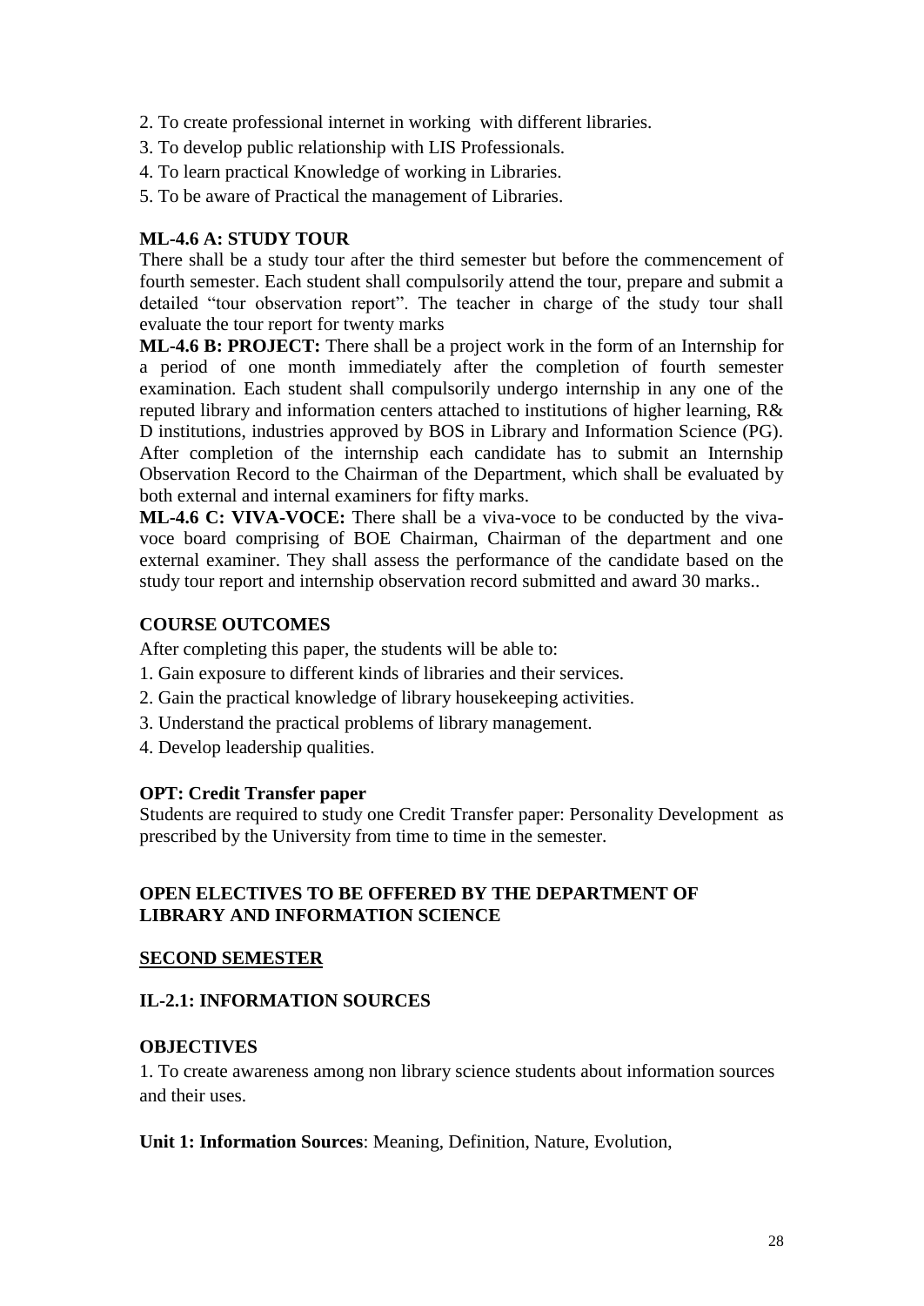2. To create professional internet in working with different libraries.
3. To develop public relationship with LIS Professionals.
4. To learn practical Knowledge of working in Libraries.
5. To be aware of Practical the management of Libraries.

**ML-4.6 A: STUDY TOUR**

There shall be a study tour after the third semester but before the commencement of fourth semester. Each student shall compulsorily attend the tour, prepare and submit a detailed "tour observation report". The teacher in charge of the study tour shall evaluate the tour report for twenty marks

**ML-4.6 B: PROJECT:** There shall be a project work in the form of an Internship for a period of one month immediately after the completion of fourth semester examination. Each student shall compulsorily undergo internship in any one of the reputed library and information centers attached to institutions of higher learning, R& D institutions, industries approved by BOS in Library and Information Science (PG). After completion of the internship each candidate has to submit an Internship Observation Record to the Chairman of the Department, which shall be evaluated by both external and internal examiners for fifty marks.

**ML-4.6 C: VIVA-VOCE:** There shall be a viva-voce to be conducted by the viva-voce board comprising of BOE Chairman, Chairman of the department and one external examiner. They shall assess the performance of the candidate based on the study tour report and internship observation record submitted and award 30 marks..

**COURSE OUTCOMES**

After completing this paper, the students will be able to:

1. Gain exposure to different kinds of libraries and their services.
2. Gain the practical knowledge of library housekeeping activities.
3. Understand the practical problems of library management.
4. Develop leadership qualities.

**OPT: Credit Transfer paper**

Students are required to study one Credit Transfer paper: Personality Development as prescribed by the University from time to time in the semester.

**OPEN ELECTIVES TO BE OFFERED BY THE DEPARTMENT OF LIBRARY AND INFORMATION SCIENCE**

**SECOND SEMESTER**

**IL-2.1: INFORMATION SOURCES**

**OBJECTIVES**

1. To create awareness among non library science students about information sources and their uses.

**Unit 1: Information Sources**: Meaning, Definition, Nature, Evolution,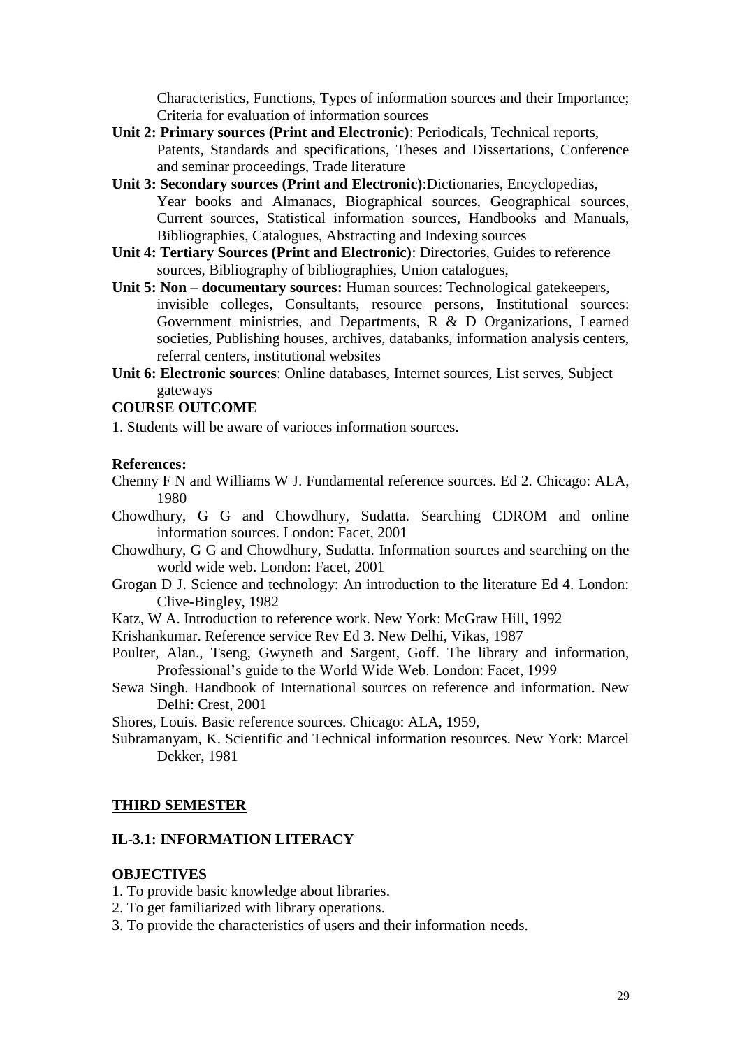Characteristics, Functions, Types of information sources and their Importance; Criteria for evaluation of information sources

**Unit 2: Primary sources (Print and Electronic)**: Periodicals, Technical reports, Patents, Standards and specifications, Theses and Dissertations, Conference and seminar proceedings, Trade literature

**Unit 3: Secondary sources (Print and Electronic)**:Dictionaries, Encyclopedias, Year books and Almanacs, Biographical sources, Geographical sources, Current sources, Statistical information sources, Handbooks and Manuals, Bibliographies, Catalogues, Abstracting and Indexing sources

**Unit 4: Tertiary Sources (Print and Electronic)**: Directories, Guides to reference sources, Bibliography of bibliographies, Union catalogues,

**Unit 5: Non – documentary sources:** Human sources: Technological gatekeepers, invisible colleges, Consultants, resource persons, Institutional sources: Government ministries, and Departments, R & D Organizations, Learned societies, Publishing houses, archives, databanks, information analysis centers, referral centers, institutional websites

**Unit 6: Electronic sources**: Online databases, Internet sources, List serves, Subject gateways

**COURSE OUTCOME**

1. Students will be aware of varioces information sources.

**References:**

Chenny F N and Williams W J. Fundamental reference sources. Ed 2. Chicago: ALA, 1980

Chowdhury, G G and Chowdhury, Sudatta. Searching CDROM and online information sources. London: Facet, 2001

Chowdhury, G G and Chowdhury, Sudatta. Information sources and searching on the world wide web. London: Facet, 2001

Grogan D J. Science and technology: An introduction to the literature Ed 4. London: Clive-Bingley, 1982

Katz, W A. Introduction to reference work. New York: McGraw Hill, 1992

Krishankumar. Reference service Rev Ed 3. New Delhi, Vikas, 1987

Poulter, Alan., Tseng, Gwyneth and Sargent, Goff. The library and information, Professional's guide to the World Wide Web. London: Facet, 1999

Sewa Singh. Handbook of International sources on reference and information. New Delhi: Crest, 2001

Shores, Louis. Basic reference sources. Chicago: ALA, 1959,

Subramanyam, K. Scientific and Technical information resources. New York: Marcel Dekker, 1981

## <u>THIRD SEMESTER</u>

### IL-3.1: INFORMATION LITERACY

**OBJECTIVES**

1. To provide basic knowledge about libraries.
2. To get familiarized with library operations.
3. To provide the characteristics of users and their information needs.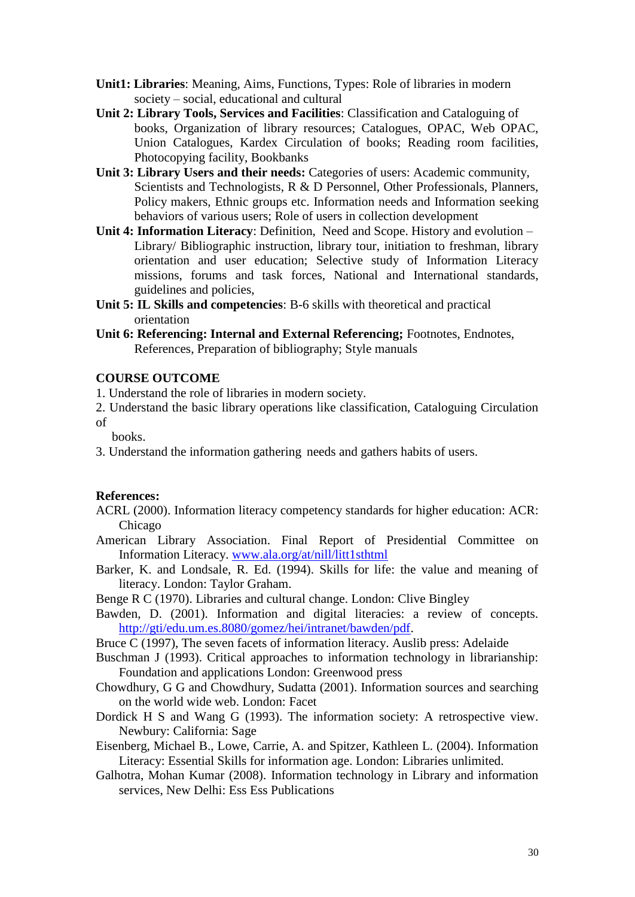**Unit1: Libraries**: Meaning, Aims, Functions, Types: Role of libraries in modern society – social, educational and cultural

**Unit 2: Library Tools, Services and Facilities**: Classification and Cataloguing of books, Organization of library resources; Catalogues, OPAC, Web OPAC, Union Catalogues, Kardex Circulation of books; Reading room facilities, Photocopying facility, Bookbanks

**Unit 3: Library Users and their needs:** Categories of users: Academic community, Scientists and Technologists, R & D Personnel, Other Professionals, Planners, Policy makers, Ethnic groups etc. Information needs and Information seeking behaviors of various users; Role of users in collection development

**Unit 4: Information Literacy**: Definition, Need and Scope. History and evolution – Library/ Bibliographic instruction, library tour, initiation to freshman, library orientation and user education; Selective study of Information Literacy missions, forums and task forces, National and International standards, guidelines and policies,

**Unit 5: IL Skills and competencies**: B-6 skills with theoretical and practical orientation

**Unit 6: Referencing: Internal and External Referencing;** Footnotes, Endnotes, References, Preparation of bibliography; Style manuals

**COURSE OUTCOME**

1. Understand the role of libraries in modern society.
2. Understand the basic library operations like classification, Cataloguing Circulation of books.
3. Understand the information gathering needs and gathers habits of users.

**References:**

ACRL (2000). Information literacy competency standards for higher education: ACR: Chicago

American Library Association. Final Report of Presidential Committee on Information Literacy. www.ala.org/at/nill/litt1sthtml

Barker, K. and Londsale, R. Ed. (1994). Skills for life: the value and meaning of literacy. London: Taylor Graham.

Benge R C (1970). Libraries and cultural change. London: Clive Bingley

Bawden, D. (2001). Information and digital literacies: a review of concepts. http://gti/edu.um.es.8080/gomez/hei/intranet/bawden/pdf.

Bruce C (1997), The seven facets of information literacy. Auslib press: Adelaide

Buschman J (1993). Critical approaches to information technology in librarianship: Foundation and applications London: Greenwood press

Chowdhury, G G and Chowdhury, Sudatta (2001). Information sources and searching on the world wide web. London: Facet

Dordick H S and Wang G (1993). The information society: A retrospective view. Newbury: California: Sage

Eisenberg, Michael B., Lowe, Carrie, A. and Spitzer, Kathleen L. (2004). Information Literacy: Essential Skills for information age. London: Libraries unlimited.

Galhotra, Mohan Kumar (2008). Information technology in Library and information services, New Delhi: Ess Ess Publications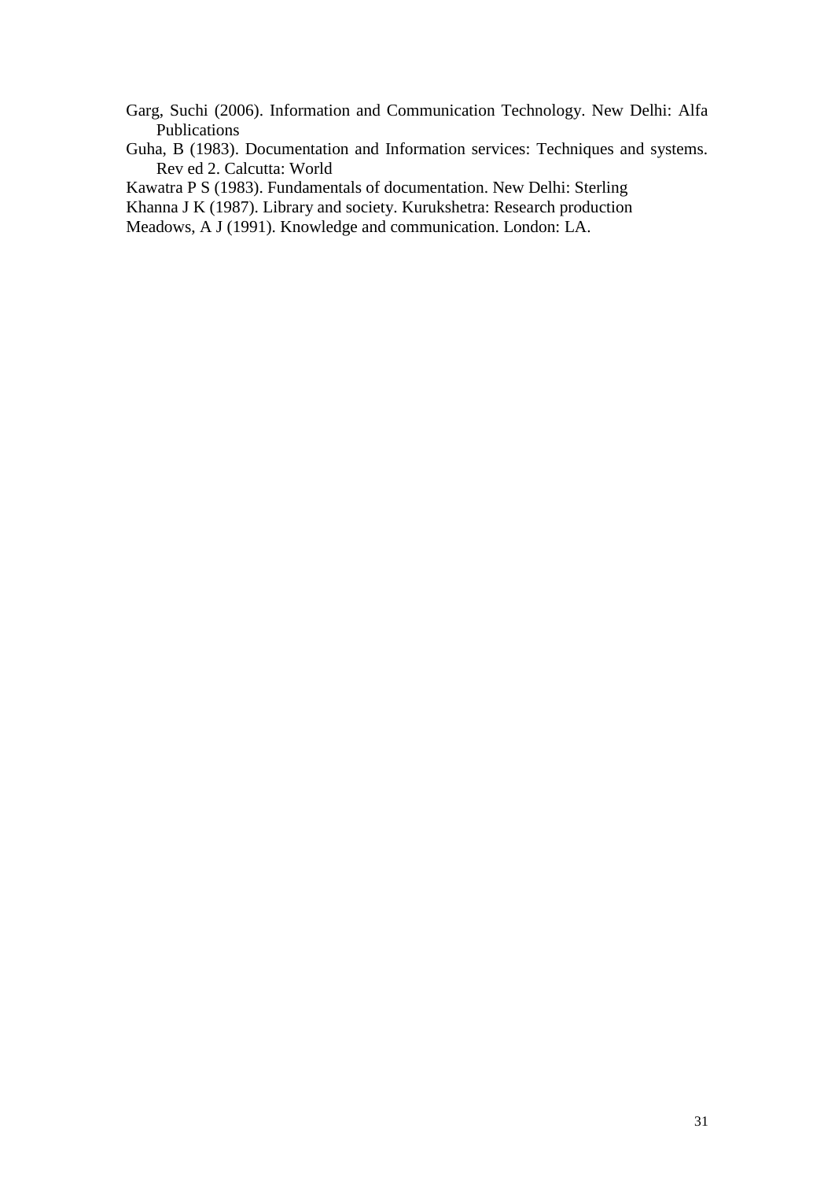Garg, Suchi (2006). Information and Communication Technology. New Delhi: Alfa Publications

Guha, B (1983). Documentation and Information services: Techniques and systems. Rev ed 2. Calcutta: World

Kawatra P S (1983). Fundamentals of documentation. New Delhi: Sterling

Khanna J K (1987). Library and society. Kurukshetra: Research production

Meadows, A J (1991). Knowledge and communication. London: LA.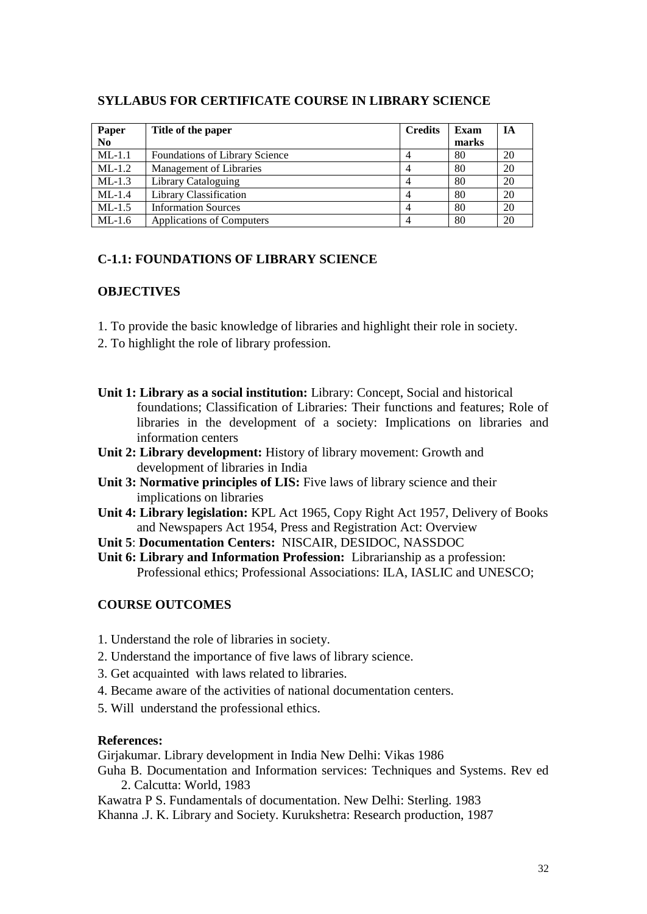## SYLLABUS FOR CERTIFICATE COURSE IN LIBRARY SCIENCE

| Paper No | Title of the paper | Credits | Exam marks | IA |
|---|---|---|---|---|
| ML-1.1 | Foundations of Library Science | 4 | 80 | 20 |
| ML-1.2 | Management of Libraries | 4 | 80 | 20 |
| ML-1.3 | Library Cataloguing | 4 | 80 | 20 |
| ML-1.4 | Library Classification | 4 | 80 | 20 |
| ML-1.5 | Information Sources | 4 | 80 | 20 |
| ML-1.6 | Applications of Computers | 4 | 80 | 20 |

## C-1.1: FOUNDATIONS OF LIBRARY SCIENCE

### OBJECTIVES

1. To provide the basic knowledge of libraries and highlight their role in society.
2. To highlight the role of library profession.

**Unit 1: Library as a social institution:** Library: Concept, Social and historical foundations; Classification of Libraries: Their functions and features; Role of libraries in the development of a society: Implications on libraries and information centers

**Unit 2: Library development:** History of library movement: Growth and development of libraries in India

**Unit 3: Normative principles of LIS:** Five laws of library science and their implications on libraries

**Unit 4: Library legislation:** KPL Act 1965, Copy Right Act 1957, Delivery of Books and Newspapers Act 1954, Press and Registration Act: Overview

**Unit 5**: **Documentation Centers:** NISCAIR, DESIDOC, NASSDOC

**Unit 6: Library and Information Profession:** Librarianship as a profession: Professional ethics; Professional Associations: ILA, IASLIC and UNESCO;

### COURSE OUTCOMES

1. Understand the role of libraries in society.
2. Understand the importance of five laws of library science.
3. Get acquainted with laws related to libraries.
4. Became aware of the activities of national documentation centers.
5. Will understand the professional ethics.

**References:**

Girjakumar. Library development in India New Delhi: Vikas 1986

Guha B. Documentation and Information services: Techniques and Systems. Rev ed 2. Calcutta: World, 1983

Kawatra P S. Fundamentals of documentation. New Delhi: Sterling. 1983

Khanna .J. K. Library and Society. Kurukshetra: Research production, 1987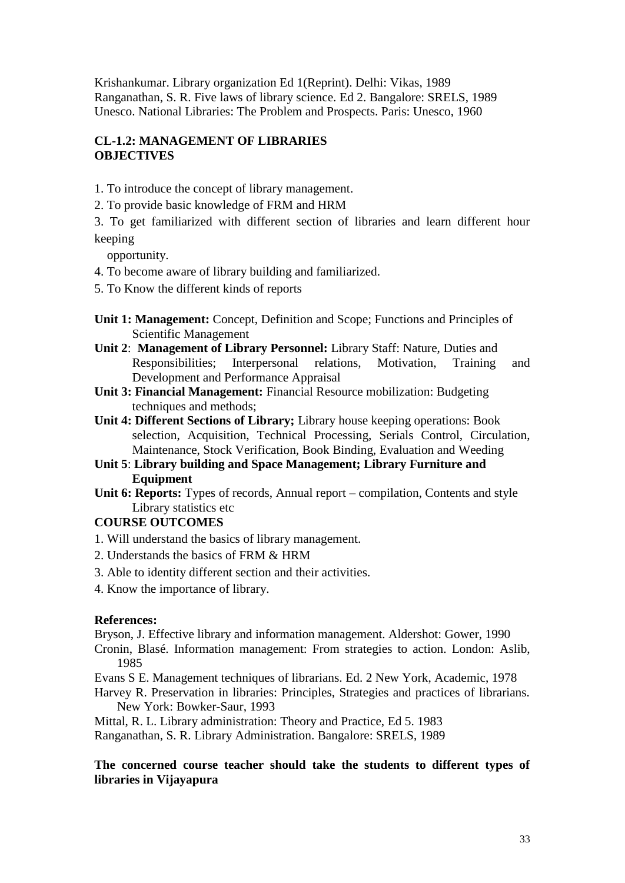Krishankumar. Library organization Ed 1(Reprint). Delhi: Vikas, 1989
Ranganathan, S. R. Five laws of library science. Ed 2. Bangalore: SRELS, 1989
Unesco. National Libraries: The Problem and Prospects. Paris: Unesco, 1960

**CL-1.2: MANAGEMENT OF LIBRARIES**
**OBJECTIVES**

1. To introduce the concept of library management.
2. To provide basic knowledge of FRM and HRM
3. To get familiarized with different section of libraries and learn different hour keeping opportunity.
4. To become aware of library building and familiarized.
5. To Know the different kinds of reports

**Unit 1: Management:** Concept, Definition and Scope; Functions and Principles of Scientific Management
**Unit 2**: **Management of Library Personnel:** Library Staff: Nature, Duties and Responsibilities; Interpersonal relations, Motivation, Training and Development and Performance Appraisal
**Unit 3: Financial Management:** Financial Resource mobilization: Budgeting techniques and methods;
**Unit 4: Different Sections of Library;** Library house keeping operations: Book selection, Acquisition, Technical Processing, Serials Control, Circulation, Maintenance, Stock Verification, Book Binding, Evaluation and Weeding
**Unit 5**: **Library building and Space Management; Library Furniture and Equipment**
**Unit 6: Reports:** Types of records, Annual report – compilation, Contents and style Library statistics etc

**COURSE OUTCOMES**

1. Will understand the basics of library management.
2. Understands the basics of FRM & HRM
3. Able to identity different section and their activities.
4. Know the importance of library.

**References:**

Bryson, J. Effective library and information management. Aldershot: Gower, 1990
Cronin, Blasé. Information management: From strategies to action. London: Aslib, 1985
Evans S E. Management techniques of librarians. Ed. 2 New York, Academic, 1978
Harvey R. Preservation in libraries: Principles, Strategies and practices of librarians. New York: Bowker-Saur, 1993
Mittal, R. L. Library administration: Theory and Practice, Ed 5. 1983
Ranganathan, S. R. Library Administration. Bangalore: SRELS, 1989

**The concerned course teacher should take the students to different types of libraries in Vijayapura**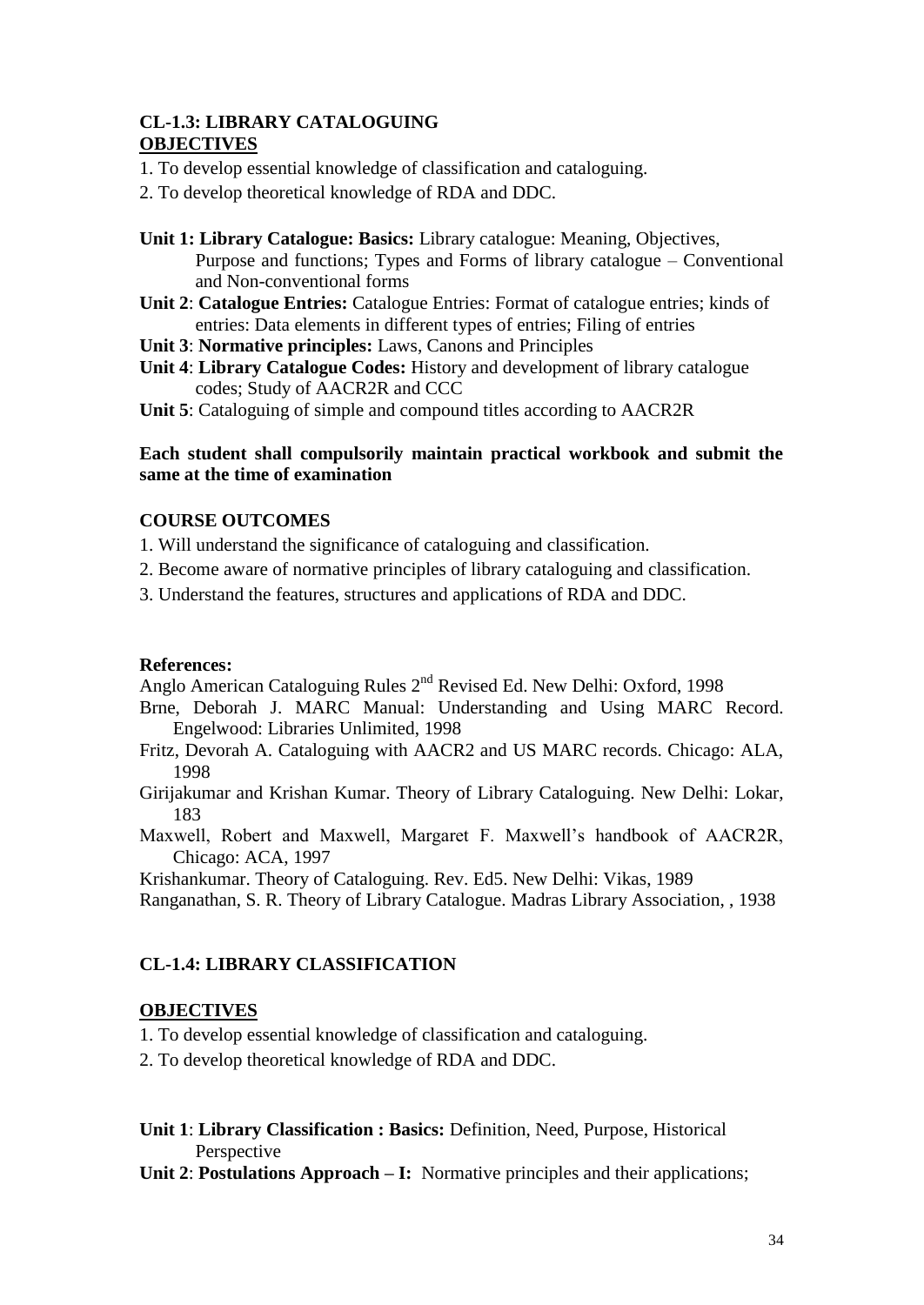## CL-1.3: LIBRARY CATALOGUING

### OBJECTIVES

1. To develop essential knowledge of classification and cataloguing.
2. To develop theoretical knowledge of RDA and DDC.

**Unit 1: Library Catalogue: Basics:** Library catalogue: Meaning, Objectives, Purpose and functions; Types and Forms of library catalogue – Conventional and Non-conventional forms

**Unit 2**: **Catalogue Entries:** Catalogue Entries: Format of catalogue entries; kinds of entries: Data elements in different types of entries; Filing of entries

**Unit 3**: **Normative principles:** Laws, Canons and Principles

**Unit 4**: **Library Catalogue Codes:** History and development of library catalogue codes; Study of AACR2R and CCC

**Unit 5**: Cataloguing of simple and compound titles according to AACR2R

**Each student shall compulsorily maintain practical workbook and submit the same at the time of examination**

### COURSE OUTCOMES

1. Will understand the significance of cataloguing and classification.
2. Become aware of normative principles of library cataloguing and classification.
3. Understand the features, structures and applications of RDA and DDC.

**References:**

Anglo American Cataloguing Rules 2nd Revised Ed. New Delhi: Oxford, 1998

Brne, Deborah J. MARC Manual: Understanding and Using MARC Record. Engelwood: Libraries Unlimited, 1998

Fritz, Devorah A. Cataloguing with AACR2 and US MARC records. Chicago: ALA, 1998

Girijakumar and Krishan Kumar. Theory of Library Cataloguing. New Delhi: Lokar, 183

Maxwell, Robert and Maxwell, Margaret F. Maxwell's handbook of AACR2R, Chicago: ACA, 1997

Krishankumar. Theory of Cataloguing. Rev. Ed5. New Delhi: Vikas, 1989

Ranganathan, S. R. Theory of Library Catalogue. Madras Library Association, , 1938

## CL-1.4: LIBRARY CLASSIFICATION

### OBJECTIVES

1. To develop essential knowledge of classification and cataloguing.
2. To develop theoretical knowledge of RDA and DDC.

**Unit 1**: **Library Classification : Basics:** Definition, Need, Purpose, Historical Perspective

**Unit 2**: **Postulations Approach – I:** Normative principles and their applications;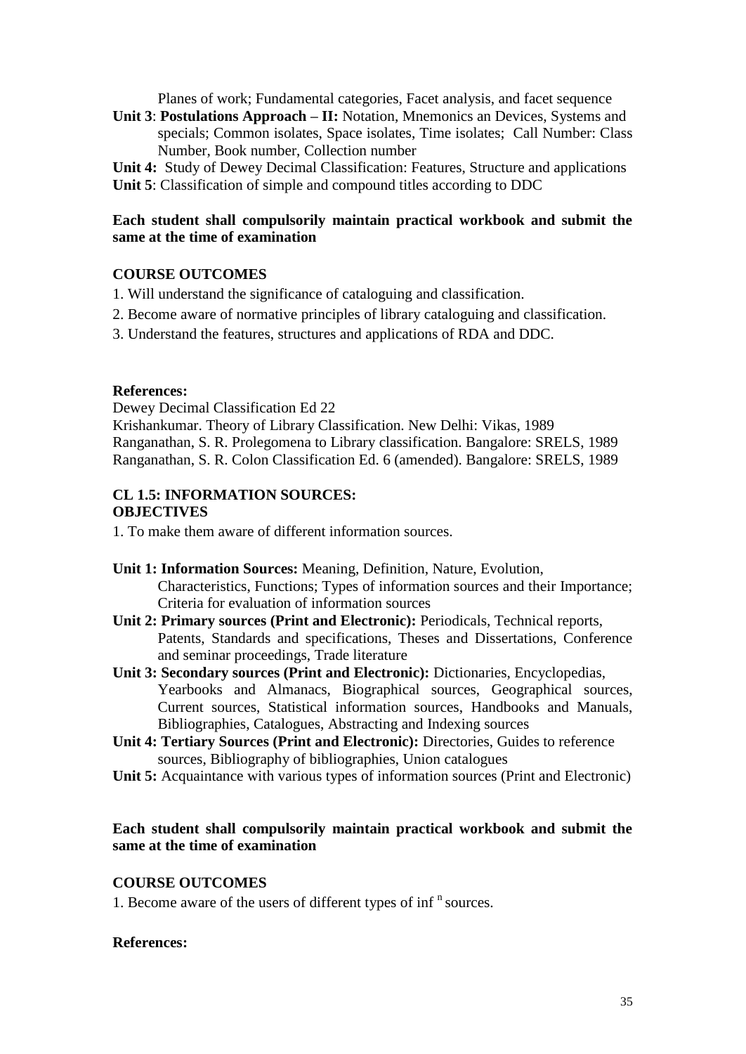Planes of work; Fundamental categories, Facet analysis, and facet sequence

**Unit 3**: **Postulations Approach – II:** Notation, Mnemonics an Devices, Systems and specials; Common isolates, Space isolates, Time isolates; Call Number: Class Number, Book number, Collection number

**Unit 4:** Study of Dewey Decimal Classification: Features, Structure and applications

**Unit 5**: Classification of simple and compound titles according to DDC

**Each student shall compulsorily maintain practical workbook and submit the same at the time of examination**

**COURSE OUTCOMES**

1. Will understand the significance of cataloguing and classification.
2. Become aware of normative principles of library cataloguing and classification.
3. Understand the features, structures and applications of RDA and DDC.

**References:**

Dewey Decimal Classification Ed 22

Krishankumar. Theory of Library Classification. New Delhi: Vikas, 1989

Ranganathan, S. R. Prolegomena to Library classification. Bangalore: SRELS, 1989

Ranganathan, S. R. Colon Classification Ed. 6 (amended). Bangalore: SRELS, 1989

## CL 1.5: INFORMATION SOURCES:

**OBJECTIVES**

1. To make them aware of different information sources.

**Unit 1: Information Sources:** Meaning, Definition, Nature, Evolution, Characteristics, Functions; Types of information sources and their Importance; Criteria for evaluation of information sources

**Unit 2: Primary sources (Print and Electronic):** Periodicals, Technical reports, Patents, Standards and specifications, Theses and Dissertations, Conference and seminar proceedings, Trade literature

**Unit 3: Secondary sources (Print and Electronic):** Dictionaries, Encyclopedias, Yearbooks and Almanacs, Biographical sources, Geographical sources, Current sources, Statistical information sources, Handbooks and Manuals, Bibliographies, Catalogues, Abstracting and Indexing sources

**Unit 4: Tertiary Sources (Print and Electronic):** Directories, Guides to reference sources, Bibliography of bibliographies, Union catalogues

**Unit 5:** Acquaintance with various types of information sources (Print and Electronic)

**Each student shall compulsorily maintain practical workbook and submit the same at the time of examination**

**COURSE OUTCOMES**

1. Become aware of the users of different types of inf $^{n}$ sources.

**References:**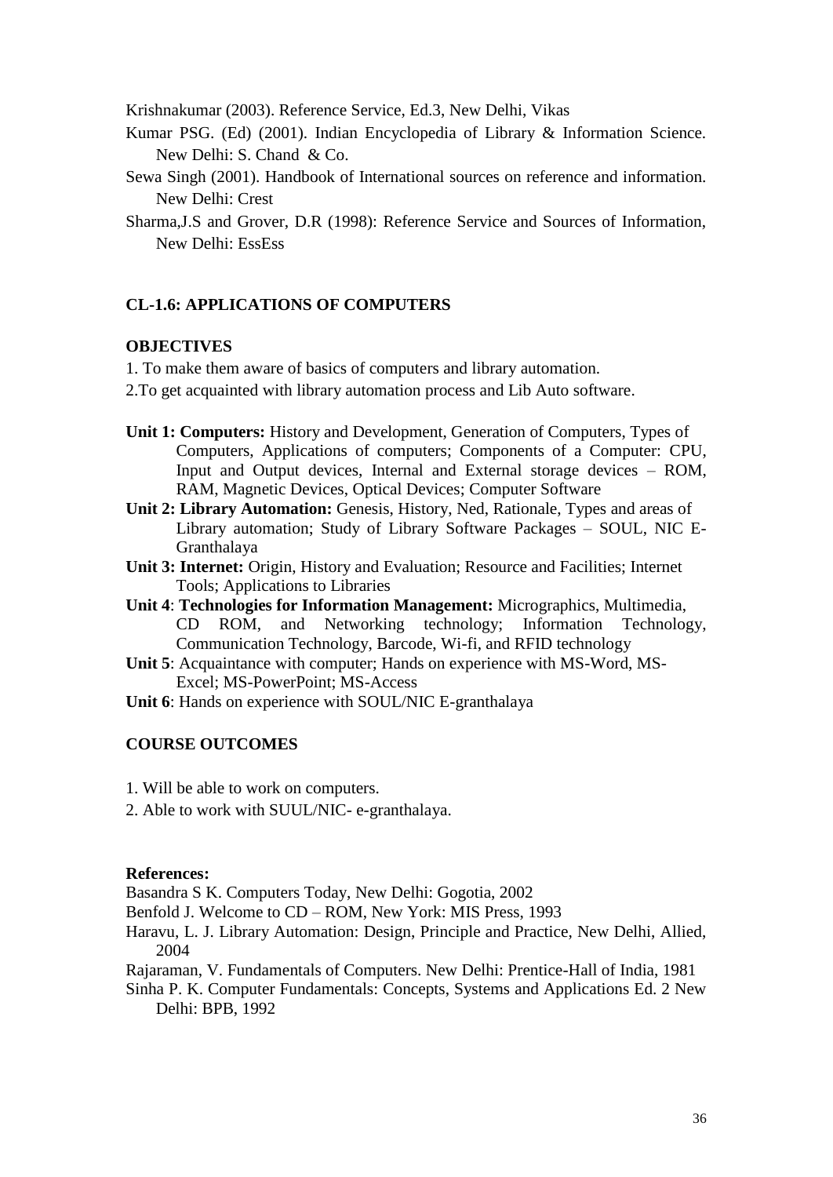Krishnakumar (2003). Reference Service, Ed.3, New Delhi, Vikas

Kumar PSG. (Ed) (2001). Indian Encyclopedia of Library & Information Science. New Delhi: S. Chand & Co.

Sewa Singh (2001). Handbook of International sources on reference and information. New Delhi: Crest

Sharma,J.S and Grover, D.R (1998): Reference Service and Sources of Information, New Delhi: EssEss

## CL-1.6: APPLICATIONS OF COMPUTERS

### OBJECTIVES

1. To make them aware of basics of computers and library automation.
2. To get acquainted with library automation process and Lib Auto software.

**Unit 1: Computers:** History and Development, Generation of Computers, Types of Computers, Applications of computers; Components of a Computer: CPU, Input and Output devices, Internal and External storage devices – ROM, RAM, Magnetic Devices, Optical Devices; Computer Software

**Unit 2: Library Automation:** Genesis, History, Ned, Rationale, Types and areas of Library automation; Study of Library Software Packages – SOUL, NIC E-Granthalaya

**Unit 3: Internet:** Origin, History and Evaluation; Resource and Facilities; Internet Tools; Applications to Libraries

**Unit 4**: **Technologies for Information Management:** Micrographics, Multimedia, CD ROM, and Networking technology; Information Technology, Communication Technology, Barcode, Wi-fi, and RFID technology

**Unit 5**: Acquaintance with computer; Hands on experience with MS-Word, MS-Excel; MS-PowerPoint; MS-Access

**Unit 6**: Hands on experience with SOUL/NIC E-granthalaya

### COURSE OUTCOMES

1. Will be able to work on computers.
2. Able to work with SUUL/NIC- e-granthalaya.

**References:**

Basandra S K. Computers Today, New Delhi: Gogotia, 2002

Benfold J. Welcome to CD – ROM, New York: MIS Press, 1993

Haravu, L. J. Library Automation: Design, Principle and Practice, New Delhi, Allied, 2004

Rajaraman, V. Fundamentals of Computers. New Delhi: Prentice-Hall of India, 1981

Sinha P. K. Computer Fundamentals: Concepts, Systems and Applications Ed. 2 New Delhi: BPB, 1992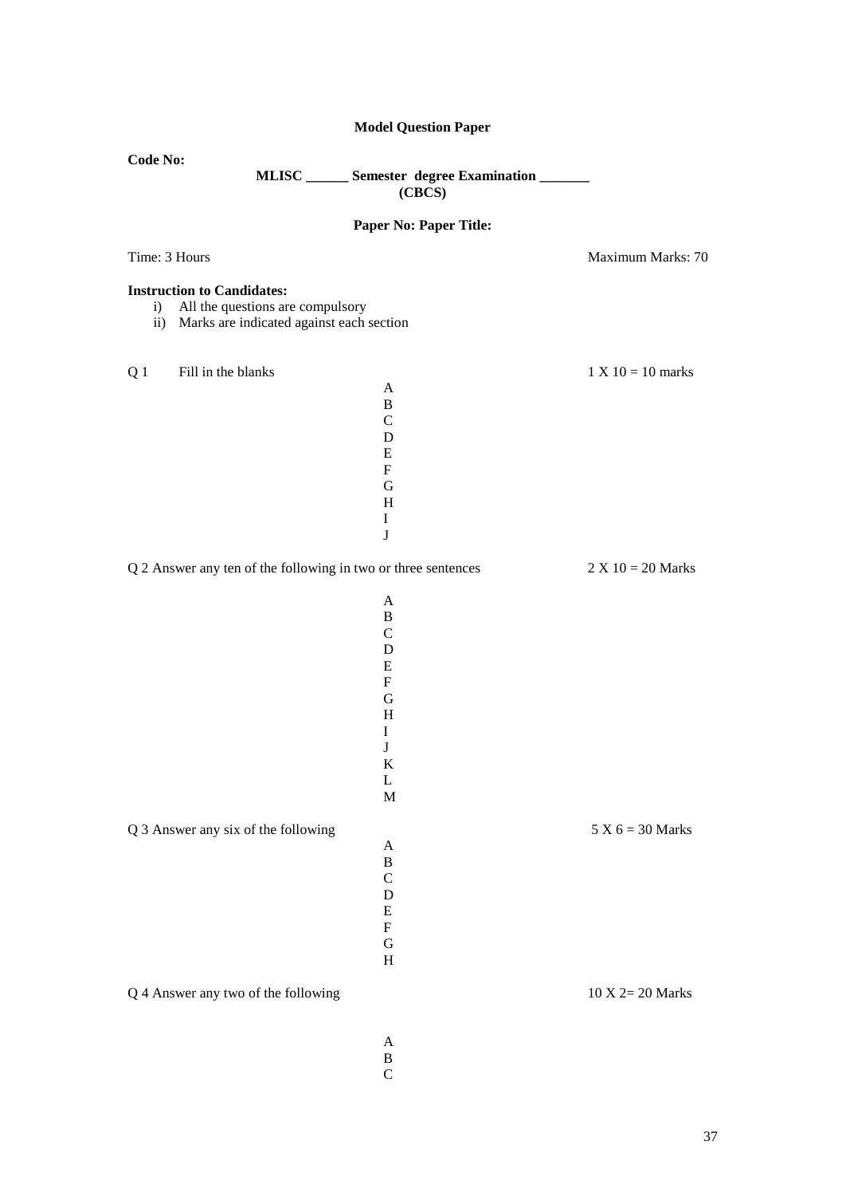**Model Question Paper**

**Code No:**

**MLISC \_\_\_\_\_\_ Semester degree Examination \_\_\_\_\_\_\_**
**(CBCS)**

**Paper No: Paper Title:**

Time: 3 Hours Maximum Marks: 70

**Instruction to Candidates:**

i) All the questions are compulsory
ii) Marks are indicated against each section

Q 1 Fill in the blanks 1 X 10 = 10 marks

A
B
C
D
E
F
G
H
I
J

Q 2 Answer any ten of the following in two or three sentences 2 X 10 = 20 Marks

A
B
C
D
E
F
G
H
I
J
K
L
M

Q 3 Answer any six of the following 5 X 6 = 30 Marks

A
B
C
D
E
F
G
H

Q 4 Answer any two of the following 10 X 2= 20 Marks

A
B
C